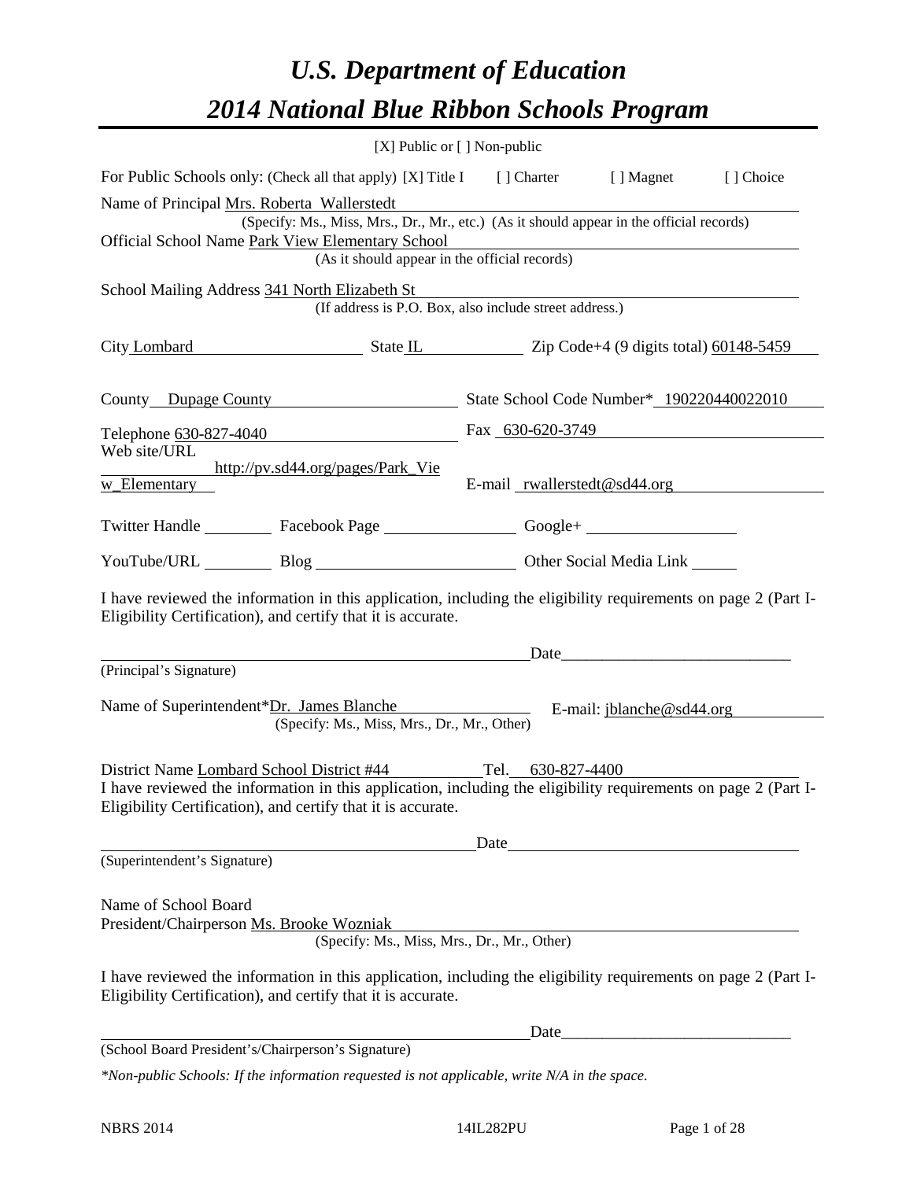# *U.S. Department of Education*
# *2014 National Blue Ribbon Schools Program*

[X] Public or [ ] Non-public

For Public Schools only: (Check all that apply) [X] Title I [ ] Charter [ ] Magnet [ ] Choice

Name of Principal Mrs. Roberta Wallerstedt
(Specify: Ms., Miss, Mrs., Dr., Mr., etc.) (As it should appear in the official records)

Official School Name Park View Elementary School
(As it should appear in the official records)

School Mailing Address 341 North Elizabeth St
(If address is P.O. Box, also include street address.)

City Lombard State IL Zip Code+4 (9 digits total) 60148-5459

County Dupage County State School Code Number* 190220440022010

Telephone 630-827-4040 Fax 630-620-3749

Web site/URL http://pv.sd44.org/pages/Park_View_Elementary E-mail rwallerstedt@sd44.org

Twitter Handle Facebook Page Google+

YouTube/URL Blog Other Social Media Link

I have reviewed the information in this application, including the eligibility requirements on page 2 (Part I-Eligibility Certification), and certify that it is accurate.

Date_____________________________

(Principal's Signature)

Name of Superintendent*Dr. James Blanche E-mail: jblanche@sd44.org
(Specify: Ms., Miss, Mrs., Dr., Mr., Other)

District Name Lombard School District #44 Tel. 630-827-4400

I have reviewed the information in this application, including the eligibility requirements on page 2 (Part I-Eligibility Certification), and certify that it is accurate.

Date

(Superintendent's Signature)

Name of School Board
President/Chairperson Ms. Brooke Wozniak
(Specify: Ms., Miss, Mrs., Dr., Mr., Other)

I have reviewed the information in this application, including the eligibility requirements on page 2 (Part I-Eligibility Certification), and certify that it is accurate.

Date_____________________________

(School Board President's/Chairperson's Signature)

*\*Non-public Schools: If the information requested is not applicable, write N/A in the space.*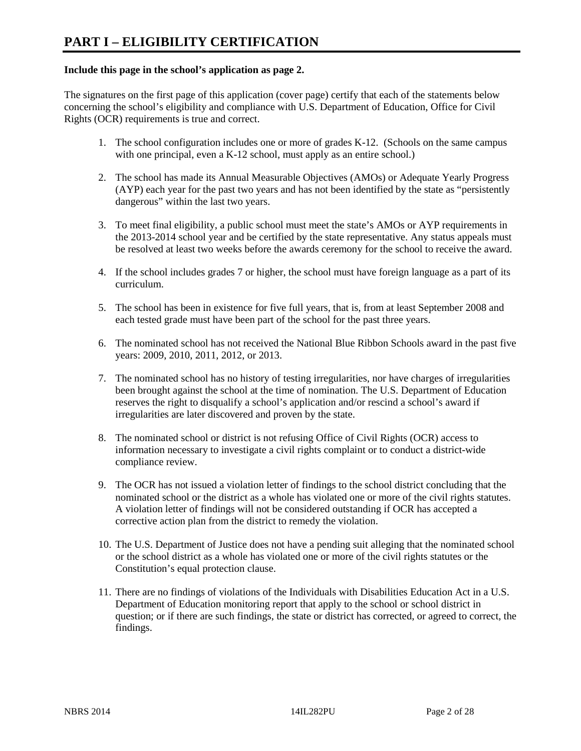# PART I – ELIGIBILITY CERTIFICATION

**Include this page in the school's application as page 2.**

The signatures on the first page of this application (cover page) certify that each of the statements below concerning the school's eligibility and compliance with U.S. Department of Education, Office for Civil Rights (OCR) requirements is true and correct.

1. The school configuration includes one or more of grades K-12. (Schools on the same campus with one principal, even a K-12 school, must apply as an entire school.)

2. The school has made its Annual Measurable Objectives (AMOs) or Adequate Yearly Progress (AYP) each year for the past two years and has not been identified by the state as "persistently dangerous" within the last two years.

3. To meet final eligibility, a public school must meet the state's AMOs or AYP requirements in the 2013-2014 school year and be certified by the state representative. Any status appeals must be resolved at least two weeks before the awards ceremony for the school to receive the award.

4. If the school includes grades 7 or higher, the school must have foreign language as a part of its curriculum.

5. The school has been in existence for five full years, that is, from at least September 2008 and each tested grade must have been part of the school for the past three years.

6. The nominated school has not received the National Blue Ribbon Schools award in the past five years: 2009, 2010, 2011, 2012, or 2013.

7. The nominated school has no history of testing irregularities, nor have charges of irregularities been brought against the school at the time of nomination. The U.S. Department of Education reserves the right to disqualify a school's application and/or rescind a school's award if irregularities are later discovered and proven by the state.

8. The nominated school or district is not refusing Office of Civil Rights (OCR) access to information necessary to investigate a civil rights complaint or to conduct a district-wide compliance review.

9. The OCR has not issued a violation letter of findings to the school district concluding that the nominated school or the district as a whole has violated one or more of the civil rights statutes. A violation letter of findings will not be considered outstanding if OCR has accepted a corrective action plan from the district to remedy the violation.

10. The U.S. Department of Justice does not have a pending suit alleging that the nominated school or the school district as a whole has violated one or more of the civil rights statutes or the Constitution's equal protection clause.

11. There are no findings of violations of the Individuals with Disabilities Education Act in a U.S. Department of Education monitoring report that apply to the school or school district in question; or if there are such findings, the state or district has corrected, or agreed to correct, the findings.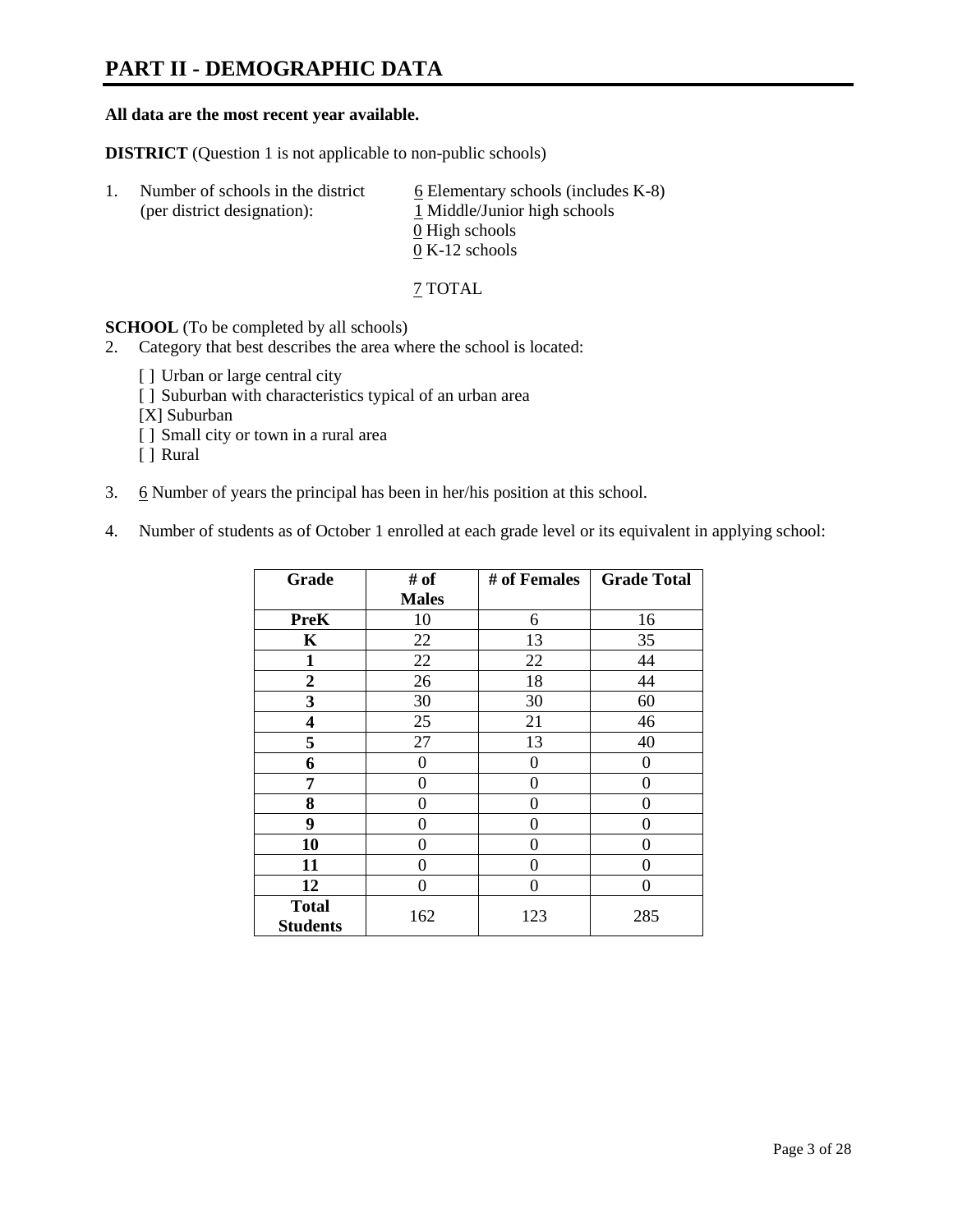# PART II - DEMOGRAPHIC DATA

**All data are the most recent year available.**

**DISTRICT** (Question 1 is not applicable to non-public schools)

1. Number of schools in the district (per district designation):
   - 6 Elementary schools (includes K-8)
   - 1 Middle/Junior high schools
   - 0 High schools
   - 0 K-12 schools

   7 TOTAL

**SCHOOL** (To be completed by all schools)

2. Category that best describes the area where the school is located:

   [ ] Urban or large central city
   [ ] Suburban with characteristics typical of an urban area
   [X] Suburban
   [ ] Small city or town in a rural area
   [ ] Rural

3. 6 Number of years the principal has been in her/his position at this school.

4. Number of students as of October 1 enrolled at each grade level or its equivalent in applying school:

| Grade | # of Males | # of Females | Grade Total |
|---|---|---|---|
| **PreK** | 10 | 6 | 16 |
| **K** | 22 | 13 | 35 |
| **1** | 22 | 22 | 44 |
| **2** | 26 | 18 | 44 |
| **3** | 30 | 30 | 60 |
| **4** | 25 | 21 | 46 |
| **5** | 27 | 13 | 40 |
| **6** | 0 | 0 | 0 |
| **7** | 0 | 0 | 0 |
| **8** | 0 | 0 | 0 |
| **9** | 0 | 0 | 0 |
| **10** | 0 | 0 | 0 |
| **11** | 0 | 0 | 0 |
| **12** | 0 | 0 | 0 |
| **Total Students** | 162 | 123 | 285 |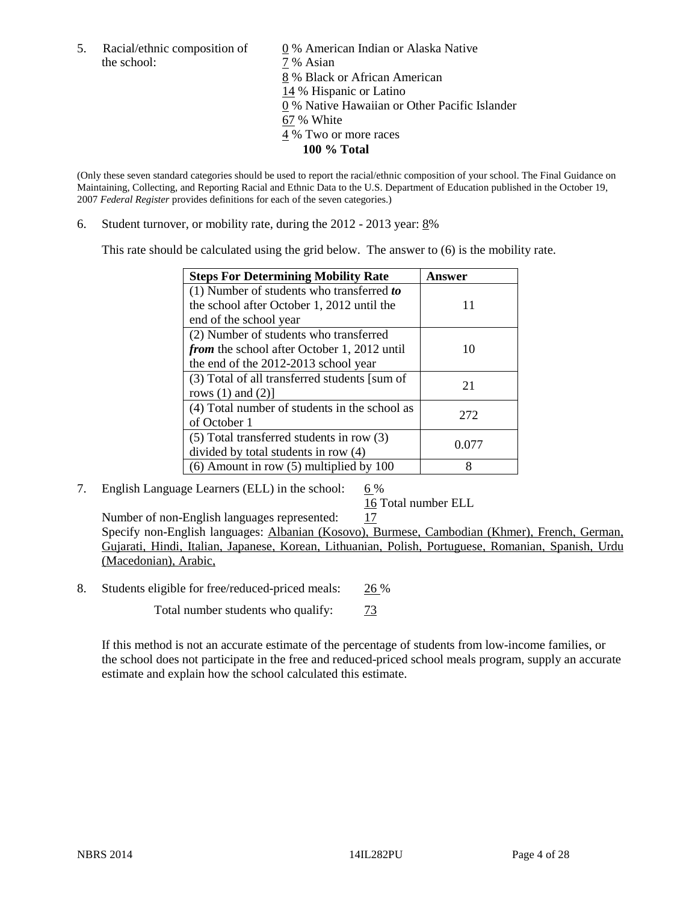5. Racial/ethnic composition of the school:

0 % American Indian or Alaska Native
7 % Asian
8 % Black or African American
14 % Hispanic or Latino
0 % Native Hawaiian or Other Pacific Islander
67 % White
4 % Two or more races
**100 % Total**

(Only these seven standard categories should be used to report the racial/ethnic composition of your school. The Final Guidance on Maintaining, Collecting, and Reporting Racial and Ethnic Data to the U.S. Department of Education published in the October 19, 2007 *Federal Register* provides definitions for each of the seven categories.)

6. Student turnover, or mobility rate, during the 2012 - 2013 year: 8%

This rate should be calculated using the grid below. The answer to (6) is the mobility rate.

| **Steps For Determining Mobility Rate** | **Answer** |
|---|---|
| (1) Number of students who transferred ***to*** the school after October 1, 2012 until the end of the school year | 11 |
| (2) Number of students who transferred ***from*** the school after October 1, 2012 until the end of the 2012-2013 school year | 10 |
| (3) Total of all transferred students [sum of rows (1) and (2)] | 21 |
| (4) Total number of students in the school as of October 1 | 272 |
| (5) Total transferred students in row (3) divided by total students in row (4) | 0.077 |
| (6) Amount in row (5) multiplied by 100 | 8 |

7. English Language Learners (ELL) in the school: 6 %

16 Total number ELL

Number of non-English languages represented: 17

Specify non-English languages: Albanian (Kosovo), Burmese, Cambodian (Khmer), French, German, Gujarati, Hindi, Italian, Japanese, Korean, Lithuanian, Polish, Portuguese, Romanian, Spanish, Urdu (Macedonian), Arabic,

8. Students eligible for free/reduced-priced meals: 26 %

Total number students who qualify: 73

If this method is not an accurate estimate of the percentage of students from low-income families, or the school does not participate in the free and reduced-priced school meals program, supply an accurate estimate and explain how the school calculated this estimate.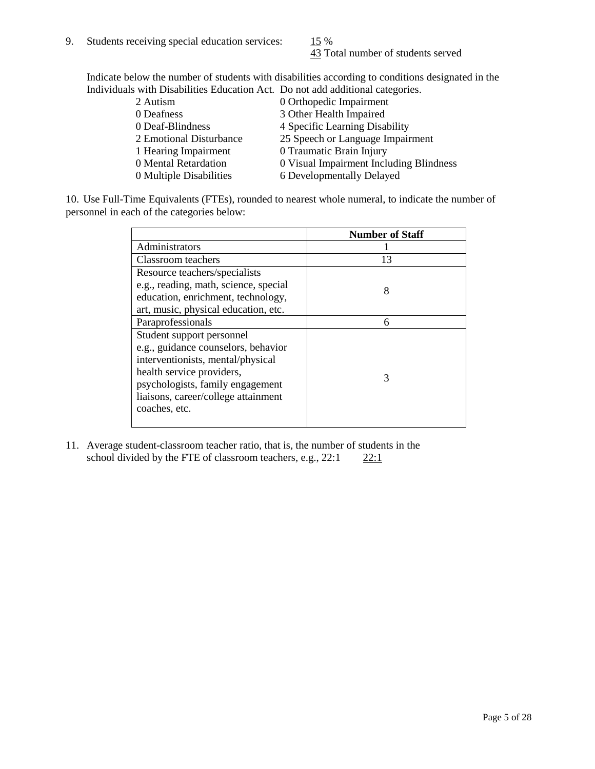9. Students receiving special education services: 15 %
   43 Total number of students served

   Indicate below the number of students with disabilities according to conditions designated in the Individuals with Disabilities Education Act. Do not add additional categories.

| | |
|---|---|
| 2 Autism | 0 Orthopedic Impairment |
| 0 Deafness | 3 Other Health Impaired |
| 0 Deaf-Blindness | 4 Specific Learning Disability |
| 2 Emotional Disturbance | 25 Speech or Language Impairment |
| 1 Hearing Impairment | 0 Traumatic Brain Injury |
| 0 Mental Retardation | 0 Visual Impairment Including Blindness |
| 0 Multiple Disabilities | 6 Developmentally Delayed |

10. Use Full-Time Equivalents (FTEs), rounded to nearest whole numeral, to indicate the number of personnel in each of the categories below:

| | Number of Staff |
|---|---|
| Administrators | 1 |
| Classroom teachers | 13 |
| Resource teachers/specialists e.g., reading, math, science, special education, enrichment, technology, art, music, physical education, etc. | 8 |
| Paraprofessionals | 6 |
| Student support personnel e.g., guidance counselors, behavior interventionists, mental/physical health service providers, psychologists, family engagement liaisons, career/college attainment coaches, etc. | 3 |

11. Average student-classroom teacher ratio, that is, the number of students in the school divided by the FTE of classroom teachers, e.g., 22:1 22:1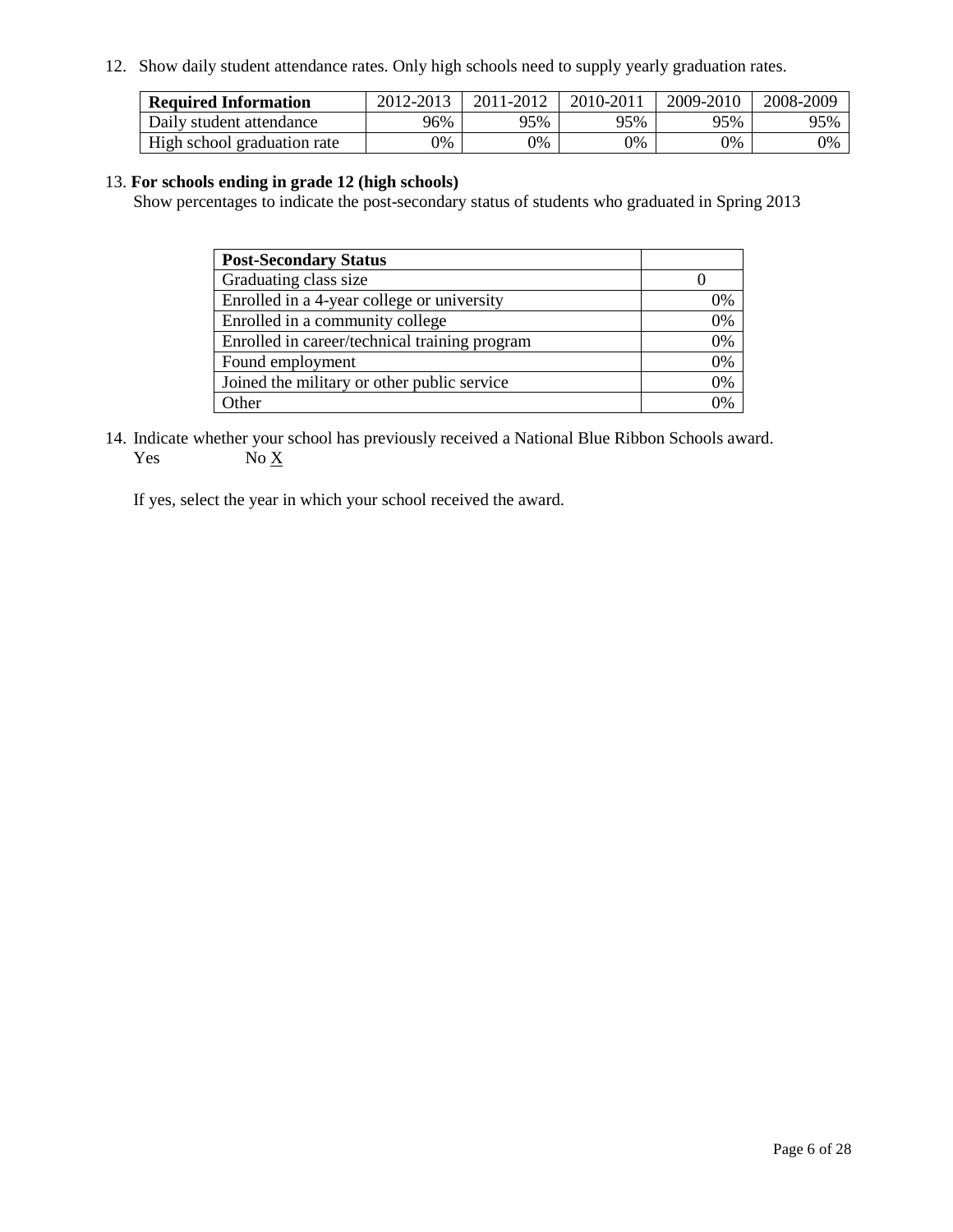12. Show daily student attendance rates. Only high schools need to supply yearly graduation rates.

| **Required Information** | 2012-2013 | 2011-2012 | 2010-2011 | 2009-2010 | 2008-2009 |
|---|---|---|---|---|---|
| Daily student attendance | 96% | 95% | 95% | 95% | 95% |
| High school graduation rate | 0% | 0% | 0% | 0% | 0% |

13. **For schools ending in grade 12 (high schools)**
Show percentages to indicate the post-secondary status of students who graduated in Spring 2013

| **Post-Secondary Status** | |
|---|---|
| Graduating class size | 0 |
| Enrolled in a 4-year college or university | 0% |
| Enrolled in a community college | 0% |
| Enrolled in career/technical training program | 0% |
| Found employment | 0% |
| Joined the military or other public service | 0% |
| Other | 0% |

14. Indicate whether your school has previously received a National Blue Ribbon Schools award.
Yes No X

If yes, select the year in which your school received the award.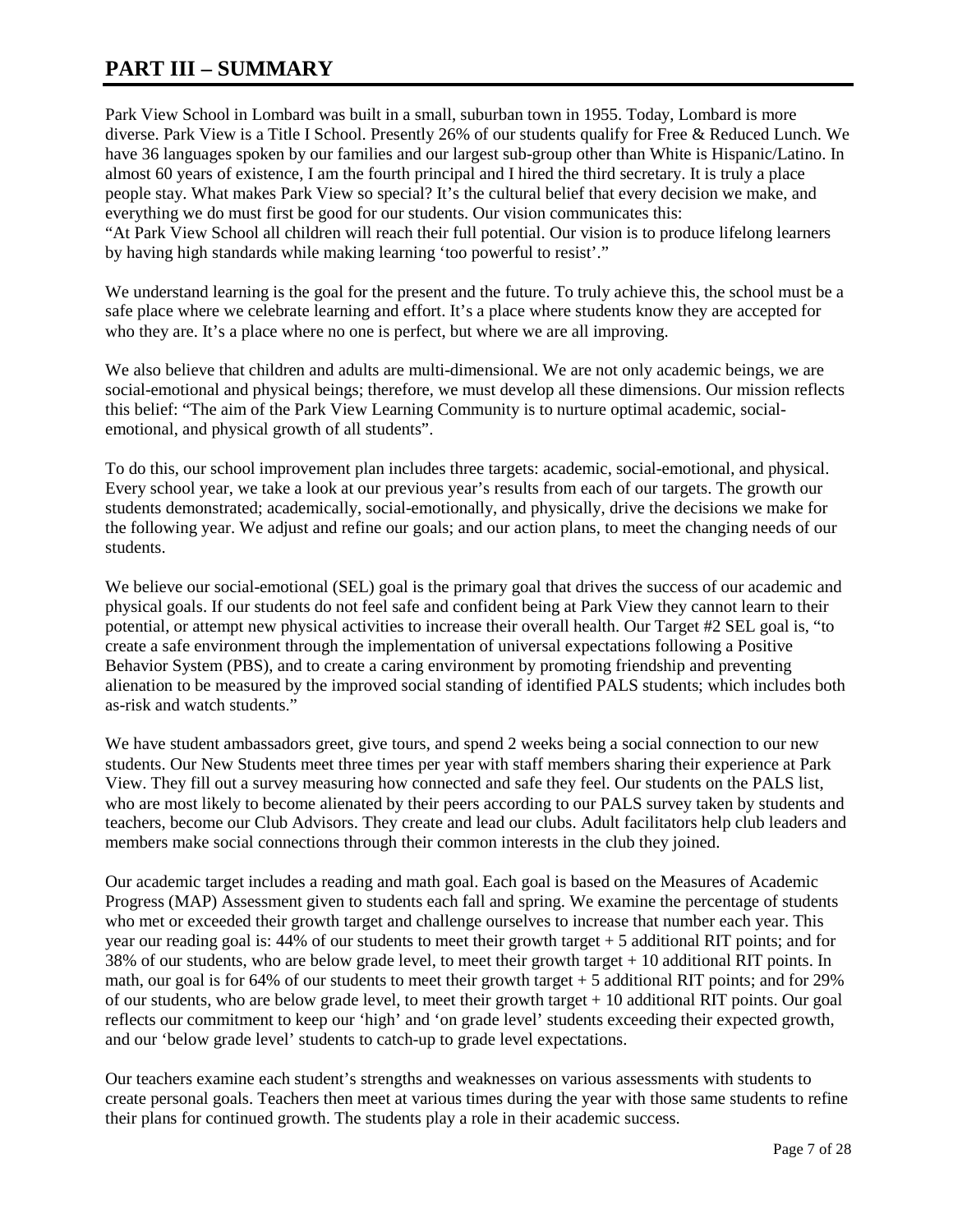# PART III – SUMMARY

Park View School in Lombard was built in a small, suburban town in 1955. Today, Lombard is more diverse. Park View is a Title I School. Presently 26% of our students qualify for Free & Reduced Lunch. We have 36 languages spoken by our families and our largest sub-group other than White is Hispanic/Latino. In almost 60 years of existence, I am the fourth principal and I hired the third secretary. It is truly a place people stay. What makes Park View so special? It's the cultural belief that every decision we make, and everything we do must first be good for our students. Our vision communicates this:
"At Park View School all children will reach their full potential. Our vision is to produce lifelong learners by having high standards while making learning 'too powerful to resist'."

We understand learning is the goal for the present and the future. To truly achieve this, the school must be a safe place where we celebrate learning and effort. It's a place where students know they are accepted for who they are. It's a place where no one is perfect, but where we are all improving.

We also believe that children and adults are multi-dimensional. We are not only academic beings, we are social-emotional and physical beings; therefore, we must develop all these dimensions. Our mission reflects this belief: "The aim of the Park View Learning Community is to nurture optimal academic, social-emotional, and physical growth of all students".

To do this, our school improvement plan includes three targets: academic, social-emotional, and physical. Every school year, we take a look at our previous year's results from each of our targets. The growth our students demonstrated; academically, social-emotionally, and physically, drive the decisions we make for the following year. We adjust and refine our goals; and our action plans, to meet the changing needs of our students.

We believe our social-emotional (SEL) goal is the primary goal that drives the success of our academic and physical goals. If our students do not feel safe and confident being at Park View they cannot learn to their potential, or attempt new physical activities to increase their overall health. Our Target #2 SEL goal is, "to create a safe environment through the implementation of universal expectations following a Positive Behavior System (PBS), and to create a caring environment by promoting friendship and preventing alienation to be measured by the improved social standing of identified PALS students; which includes both as-risk and watch students."

We have student ambassadors greet, give tours, and spend 2 weeks being a social connection to our new students. Our New Students meet three times per year with staff members sharing their experience at Park View. They fill out a survey measuring how connected and safe they feel. Our students on the PALS list, who are most likely to become alienated by their peers according to our PALS survey taken by students and teachers, become our Club Advisors. They create and lead our clubs. Adult facilitators help club leaders and members make social connections through their common interests in the club they joined.

Our academic target includes a reading and math goal. Each goal is based on the Measures of Academic Progress (MAP) Assessment given to students each fall and spring. We examine the percentage of students who met or exceeded their growth target and challenge ourselves to increase that number each year. This year our reading goal is: 44% of our students to meet their growth target + 5 additional RIT points; and for 38% of our students, who are below grade level, to meet their growth target + 10 additional RIT points. In math, our goal is for 64% of our students to meet their growth target + 5 additional RIT points; and for 29% of our students, who are below grade level, to meet their growth target + 10 additional RIT points. Our goal reflects our commitment to keep our 'high' and 'on grade level' students exceeding their expected growth, and our 'below grade level' students to catch-up to grade level expectations.

Our teachers examine each student's strengths and weaknesses on various assessments with students to create personal goals. Teachers then meet at various times during the year with those same students to refine their plans for continued growth. The students play a role in their academic success.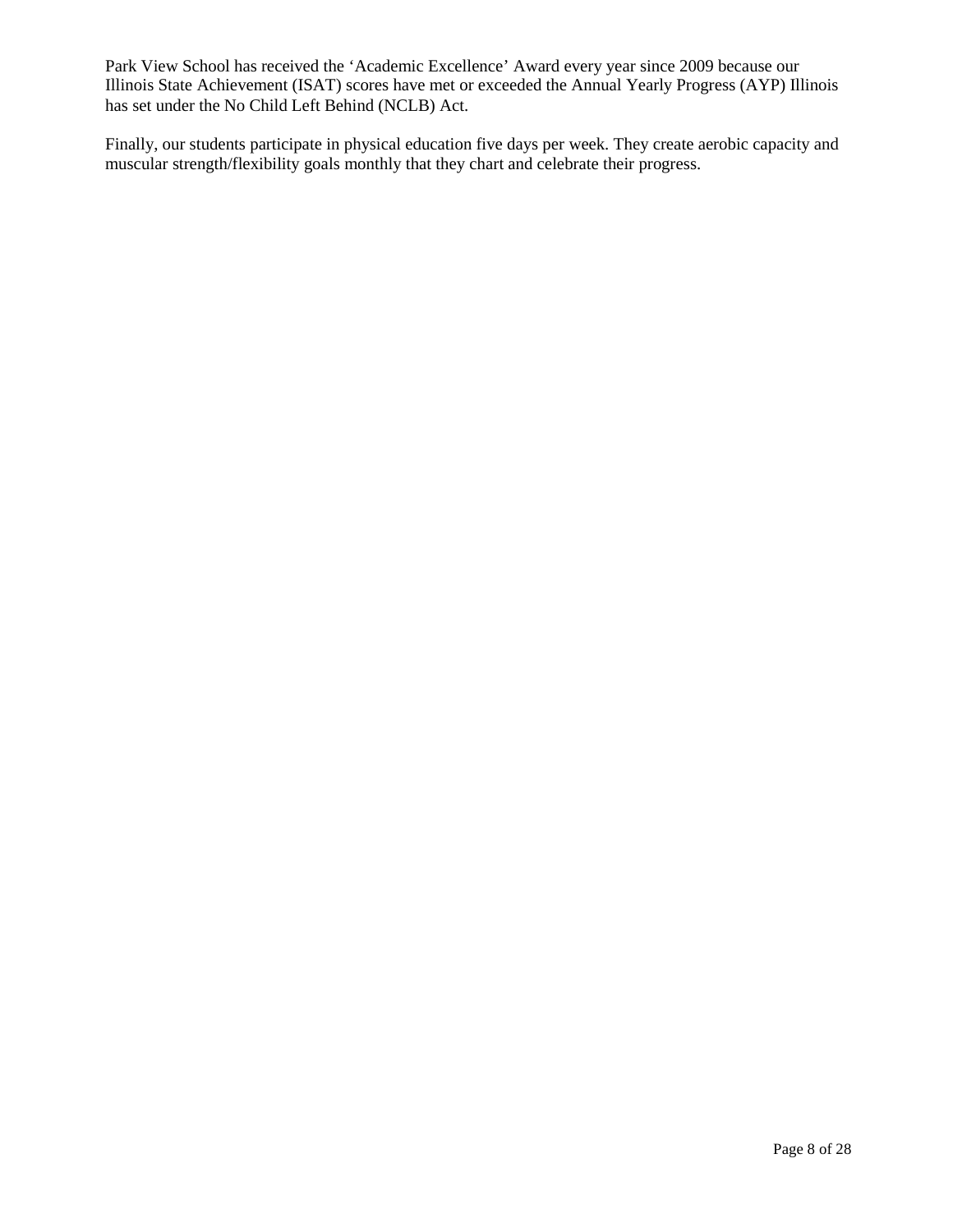Park View School has received the 'Academic Excellence' Award every year since 2009 because our Illinois State Achievement (ISAT) scores have met or exceeded the Annual Yearly Progress (AYP) Illinois has set under the No Child Left Behind (NCLB) Act.

Finally, our students participate in physical education five days per week. They create aerobic capacity and muscular strength/flexibility goals monthly that they chart and celebrate their progress.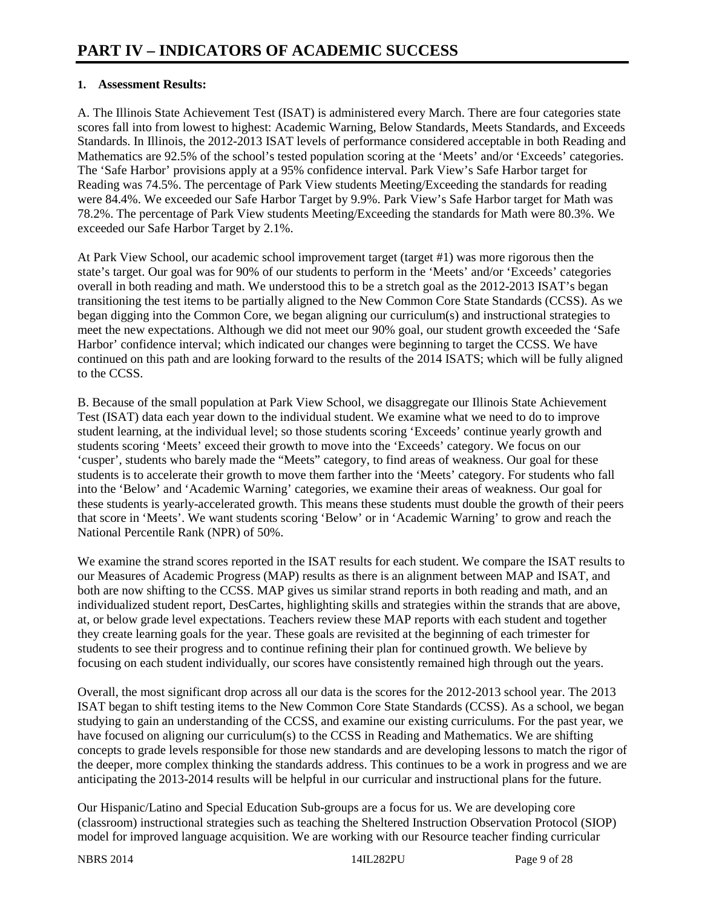# PART IV – INDICATORS OF ACADEMIC SUCCESS

**1. Assessment Results:**

A. The Illinois State Achievement Test (ISAT) is administered every March. There are four categories state scores fall into from lowest to highest: Academic Warning, Below Standards, Meets Standards, and Exceeds Standards. In Illinois, the 2012-2013 ISAT levels of performance considered acceptable in both Reading and Mathematics are 92.5% of the school's tested population scoring at the 'Meets' and/or 'Exceeds' categories. The 'Safe Harbor' provisions apply at a 95% confidence interval. Park View's Safe Harbor target for Reading was 74.5%. The percentage of Park View students Meeting/Exceeding the standards for reading were 84.4%. We exceeded our Safe Harbor Target by 9.9%. Park View's Safe Harbor target for Math was 78.2%. The percentage of Park View students Meeting/Exceeding the standards for Math were 80.3%. We exceeded our Safe Harbor Target by 2.1%.

At Park View School, our academic school improvement target (target #1) was more rigorous then the state's target. Our goal was for 90% of our students to perform in the 'Meets' and/or 'Exceeds' categories overall in both reading and math. We understood this to be a stretch goal as the 2012-2013 ISAT's began transitioning the test items to be partially aligned to the New Common Core State Standards (CCSS). As we began digging into the Common Core, we began aligning our curriculum(s) and instructional strategies to meet the new expectations. Although we did not meet our 90% goal, our student growth exceeded the 'Safe Harbor' confidence interval; which indicated our changes were beginning to target the CCSS. We have continued on this path and are looking forward to the results of the 2014 ISATS; which will be fully aligned to the CCSS.

B. Because of the small population at Park View School, we disaggregate our Illinois State Achievement Test (ISAT) data each year down to the individual student. We examine what we need to do to improve student learning, at the individual level; so those students scoring 'Exceeds' continue yearly growth and students scoring 'Meets' exceed their growth to move into the 'Exceeds' category. We focus on our 'cusper', students who barely made the "Meets" category, to find areas of weakness. Our goal for these students is to accelerate their growth to move them farther into the 'Meets' category. For students who fall into the 'Below' and 'Academic Warning' categories, we examine their areas of weakness. Our goal for these students is yearly-accelerated growth. This means these students must double the growth of their peers that score in 'Meets'. We want students scoring 'Below' or in 'Academic Warning' to grow and reach the National Percentile Rank (NPR) of 50%.

We examine the strand scores reported in the ISAT results for each student. We compare the ISAT results to our Measures of Academic Progress (MAP) results as there is an alignment between MAP and ISAT, and both are now shifting to the CCSS. MAP gives us similar strand reports in both reading and math, and an individualized student report, DesCartes, highlighting skills and strategies within the strands that are above, at, or below grade level expectations. Teachers review these MAP reports with each student and together they create learning goals for the year. These goals are revisited at the beginning of each trimester for students to see their progress and to continue refining their plan for continued growth. We believe by focusing on each student individually, our scores have consistently remained high through out the years.

Overall, the most significant drop across all our data is the scores for the 2012-2013 school year. The 2013 ISAT began to shift testing items to the New Common Core State Standards (CCSS). As a school, we began studying to gain an understanding of the CCSS, and examine our existing curriculums. For the past year, we have focused on aligning our curriculum(s) to the CCSS in Reading and Mathematics. We are shifting concepts to grade levels responsible for those new standards and are developing lessons to match the rigor of the deeper, more complex thinking the standards address. This continues to be a work in progress and we are anticipating the 2013-2014 results will be helpful in our curricular and instructional plans for the future.

Our Hispanic/Latino and Special Education Sub-groups are a focus for us. We are developing core (classroom) instructional strategies such as teaching the Sheltered Instruction Observation Protocol (SIOP) model for improved language acquisition. We are working with our Resource teacher finding curricular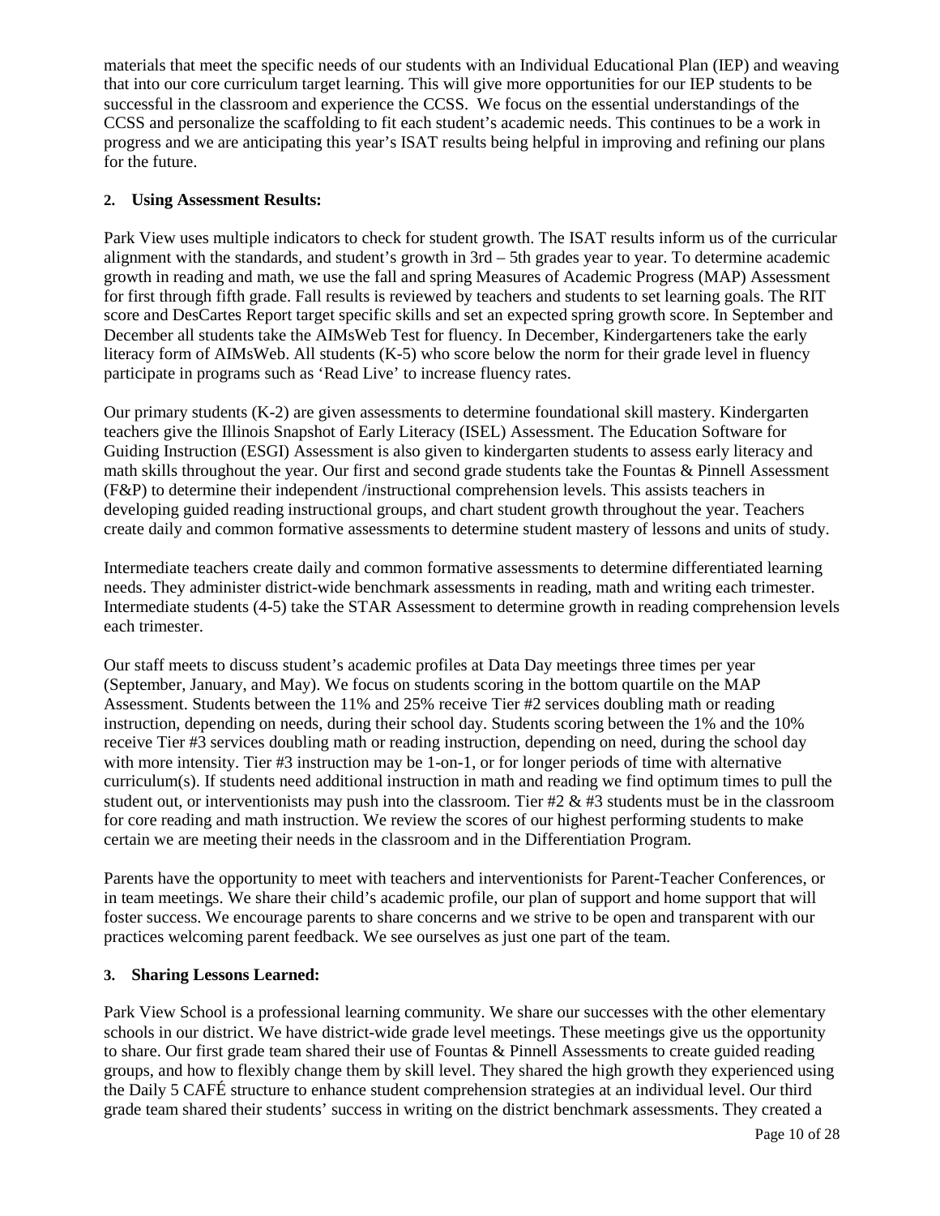materials that meet the specific needs of our students with an Individual Educational Plan (IEP) and weaving that into our core curriculum target learning. This will give more opportunities for our IEP students to be successful in the classroom and experience the CCSS. We focus on the essential understandings of the CCSS and personalize the scaffolding to fit each student's academic needs. This continues to be a work in progress and we are anticipating this year's ISAT results being helpful in improving and refining our plans for the future.

**2. Using Assessment Results:**

Park View uses multiple indicators to check for student growth. The ISAT results inform us of the curricular alignment with the standards, and student's growth in 3rd – 5th grades year to year. To determine academic growth in reading and math, we use the fall and spring Measures of Academic Progress (MAP) Assessment for first through fifth grade. Fall results is reviewed by teachers and students to set learning goals. The RIT score and DesCartes Report target specific skills and set an expected spring growth score. In September and December all students take the AIMsWeb Test for fluency. In December, Kindergarteners take the early literacy form of AIMsWeb. All students (K-5) who score below the norm for their grade level in fluency participate in programs such as 'Read Live' to increase fluency rates.

Our primary students (K-2) are given assessments to determine foundational skill mastery. Kindergarten teachers give the Illinois Snapshot of Early Literacy (ISEL) Assessment. The Education Software for Guiding Instruction (ESGI) Assessment is also given to kindergarten students to assess early literacy and math skills throughout the year. Our first and second grade students take the Fountas & Pinnell Assessment (F&P) to determine their independent /instructional comprehension levels. This assists teachers in developing guided reading instructional groups, and chart student growth throughout the year. Teachers create daily and common formative assessments to determine student mastery of lessons and units of study.

Intermediate teachers create daily and common formative assessments to determine differentiated learning needs. They administer district-wide benchmark assessments in reading, math and writing each trimester. Intermediate students (4-5) take the STAR Assessment to determine growth in reading comprehension levels each trimester.

Our staff meets to discuss student's academic profiles at Data Day meetings three times per year (September, January, and May). We focus on students scoring in the bottom quartile on the MAP Assessment. Students between the 11% and 25% receive Tier #2 services doubling math or reading instruction, depending on needs, during their school day. Students scoring between the 1% and the 10% receive Tier #3 services doubling math or reading instruction, depending on need, during the school day with more intensity. Tier #3 instruction may be 1-on-1, or for longer periods of time with alternative curriculum(s). If students need additional instruction in math and reading we find optimum times to pull the student out, or interventionists may push into the classroom. Tier #2 & #3 students must be in the classroom for core reading and math instruction. We review the scores of our highest performing students to make certain we are meeting their needs in the classroom and in the Differentiation Program.

Parents have the opportunity to meet with teachers and interventionists for Parent-Teacher Conferences, or in team meetings. We share their child's academic profile, our plan of support and home support that will foster success. We encourage parents to share concerns and we strive to be open and transparent with our practices welcoming parent feedback. We see ourselves as just one part of the team.

**3. Sharing Lessons Learned:**

Park View School is a professional learning community. We share our successes with the other elementary schools in our district. We have district-wide grade level meetings. These meetings give us the opportunity to share. Our first grade team shared their use of Fountas & Pinnell Assessments to create guided reading groups, and how to flexibly change them by skill level. They shared the high growth they experienced using the Daily 5 CAFÉ structure to enhance student comprehension strategies at an individual level. Our third grade team shared their students' success in writing on the district benchmark assessments. They created a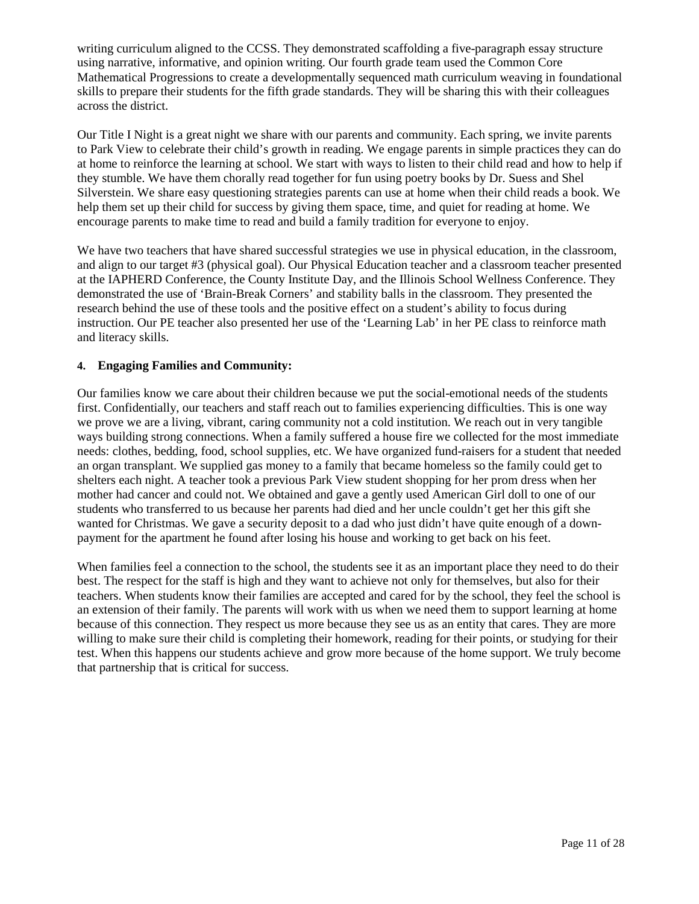writing curriculum aligned to the CCSS. They demonstrated scaffolding a five-paragraph essay structure using narrative, informative, and opinion writing. Our fourth grade team used the Common Core Mathematical Progressions to create a developmentally sequenced math curriculum weaving in foundational skills to prepare their students for the fifth grade standards. They will be sharing this with their colleagues across the district.

Our Title I Night is a great night we share with our parents and community. Each spring, we invite parents to Park View to celebrate their child's growth in reading. We engage parents in simple practices they can do at home to reinforce the learning at school. We start with ways to listen to their child read and how to help if they stumble. We have them chorally read together for fun using poetry books by Dr. Suess and Shel Silverstein. We share easy questioning strategies parents can use at home when their child reads a book. We help them set up their child for success by giving them space, time, and quiet for reading at home. We encourage parents to make time to read and build a family tradition for everyone to enjoy.

We have two teachers that have shared successful strategies we use in physical education, in the classroom, and align to our target #3 (physical goal). Our Physical Education teacher and a classroom teacher presented at the IAPHERD Conference, the County Institute Day, and the Illinois School Wellness Conference. They demonstrated the use of 'Brain-Break Corners' and stability balls in the classroom. They presented the research behind the use of these tools and the positive effect on a student's ability to focus during instruction. Our PE teacher also presented her use of the 'Learning Lab' in her PE class to reinforce math and literacy skills.

**4. Engaging Families and Community:**

Our families know we care about their children because we put the social-emotional needs of the students first. Confidentially, our teachers and staff reach out to families experiencing difficulties. This is one way we prove we are a living, vibrant, caring community not a cold institution. We reach out in very tangible ways building strong connections. When a family suffered a house fire we collected for the most immediate needs: clothes, bedding, food, school supplies, etc. We have organized fund-raisers for a student that needed an organ transplant. We supplied gas money to a family that became homeless so the family could get to shelters each night. A teacher took a previous Park View student shopping for her prom dress when her mother had cancer and could not. We obtained and gave a gently used American Girl doll to one of our students who transferred to us because her parents had died and her uncle couldn't get her this gift she wanted for Christmas. We gave a security deposit to a dad who just didn't have quite enough of a down-payment for the apartment he found after losing his house and working to get back on his feet.

When families feel a connection to the school, the students see it as an important place they need to do their best. The respect for the staff is high and they want to achieve not only for themselves, but also for their teachers. When students know their families are accepted and cared for by the school, they feel the school is an extension of their family. The parents will work with us when we need them to support learning at home because of this connection. They respect us more because they see us as an entity that cares. They are more willing to make sure their child is completing their homework, reading for their points, or studying for their test. When this happens our students achieve and grow more because of the home support. We truly become that partnership that is critical for success.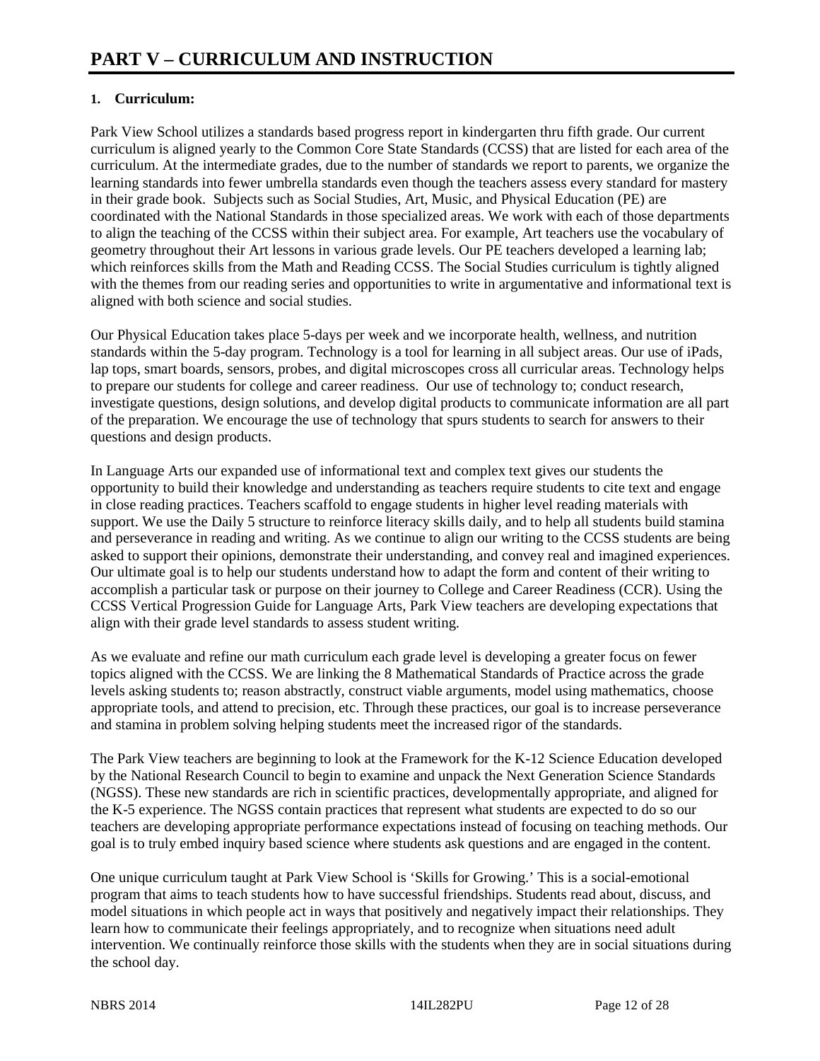# PART V – CURRICULUM AND INSTRUCTION

**1. Curriculum:**

Park View School utilizes a standards based progress report in kindergarten thru fifth grade. Our current curriculum is aligned yearly to the Common Core State Standards (CCSS) that are listed for each area of the curriculum. At the intermediate grades, due to the number of standards we report to parents, we organize the learning standards into fewer umbrella standards even though the teachers assess every standard for mastery in their grade book. Subjects such as Social Studies, Art, Music, and Physical Education (PE) are coordinated with the National Standards in those specialized areas. We work with each of those departments to align the teaching of the CCSS within their subject area. For example, Art teachers use the vocabulary of geometry throughout their Art lessons in various grade levels. Our PE teachers developed a learning lab; which reinforces skills from the Math and Reading CCSS. The Social Studies curriculum is tightly aligned with the themes from our reading series and opportunities to write in argumentative and informational text is aligned with both science and social studies.

Our Physical Education takes place 5-days per week and we incorporate health, wellness, and nutrition standards within the 5-day program. Technology is a tool for learning in all subject areas. Our use of iPads, lap tops, smart boards, sensors, probes, and digital microscopes cross all curricular areas. Technology helps to prepare our students for college and career readiness. Our use of technology to; conduct research, investigate questions, design solutions, and develop digital products to communicate information are all part of the preparation. We encourage the use of technology that spurs students to search for answers to their questions and design products.

In Language Arts our expanded use of informational text and complex text gives our students the opportunity to build their knowledge and understanding as teachers require students to cite text and engage in close reading practices. Teachers scaffold to engage students in higher level reading materials with support. We use the Daily 5 structure to reinforce literacy skills daily, and to help all students build stamina and perseverance in reading and writing. As we continue to align our writing to the CCSS students are being asked to support their opinions, demonstrate their understanding, and convey real and imagined experiences. Our ultimate goal is to help our students understand how to adapt the form and content of their writing to accomplish a particular task or purpose on their journey to College and Career Readiness (CCR). Using the CCSS Vertical Progression Guide for Language Arts, Park View teachers are developing expectations that align with their grade level standards to assess student writing.

As we evaluate and refine our math curriculum each grade level is developing a greater focus on fewer topics aligned with the CCSS. We are linking the 8 Mathematical Standards of Practice across the grade levels asking students to; reason abstractly, construct viable arguments, model using mathematics, choose appropriate tools, and attend to precision, etc. Through these practices, our goal is to increase perseverance and stamina in problem solving helping students meet the increased rigor of the standards.

The Park View teachers are beginning to look at the Framework for the K-12 Science Education developed by the National Research Council to begin to examine and unpack the Next Generation Science Standards (NGSS). These new standards are rich in scientific practices, developmentally appropriate, and aligned for the K-5 experience. The NGSS contain practices that represent what students are expected to do so our teachers are developing appropriate performance expectations instead of focusing on teaching methods. Our goal is to truly embed inquiry based science where students ask questions and are engaged in the content.

One unique curriculum taught at Park View School is 'Skills for Growing.' This is a social-emotional program that aims to teach students how to have successful friendships. Students read about, discuss, and model situations in which people act in ways that positively and negatively impact their relationships. They learn how to communicate their feelings appropriately, and to recognize when situations need adult intervention. We continually reinforce those skills with the students when they are in social situations during the school day.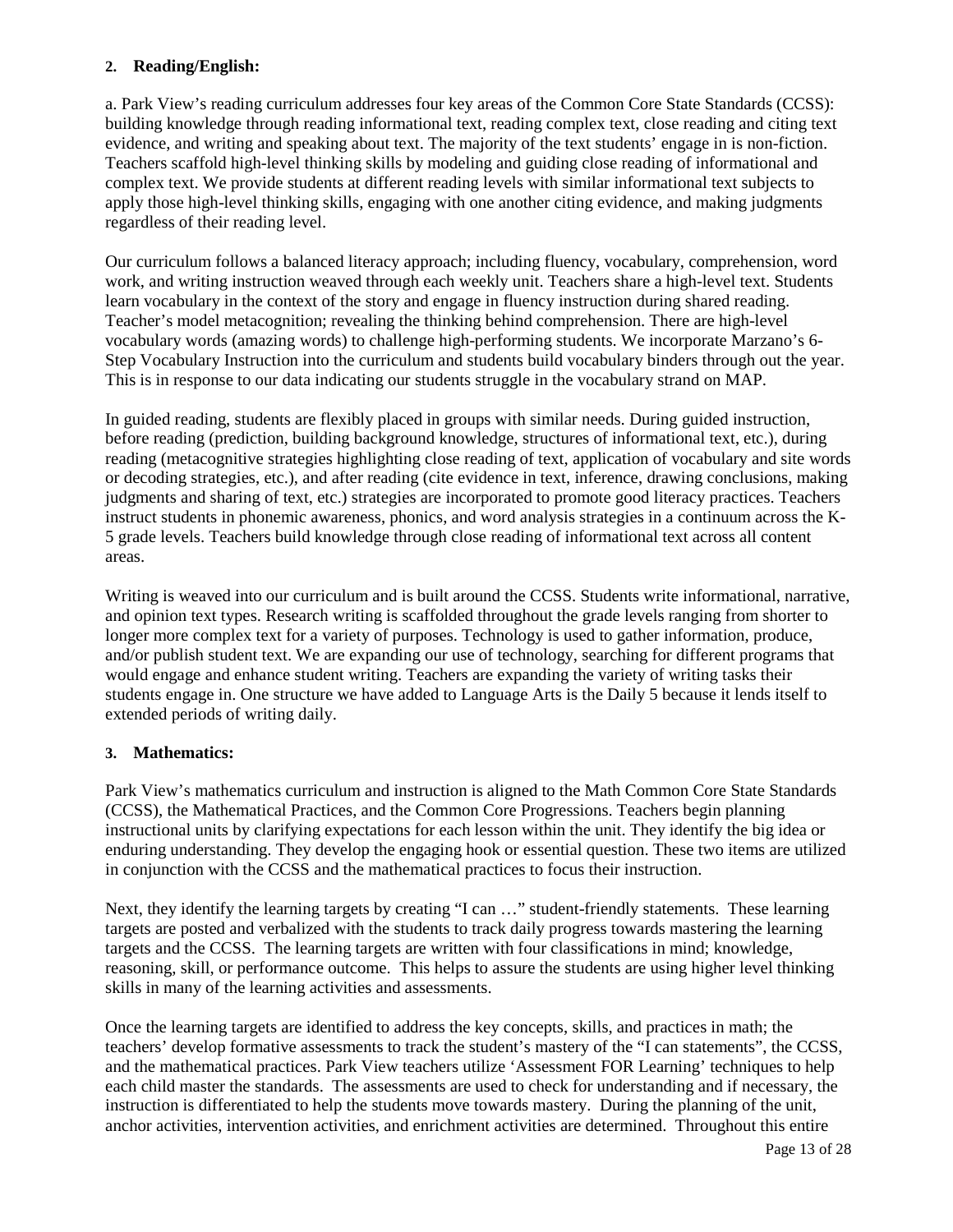**2. Reading/English:**

a. Park View's reading curriculum addresses four key areas of the Common Core State Standards (CCSS): building knowledge through reading informational text, reading complex text, close reading and citing text evidence, and writing and speaking about text. The majority of the text students' engage in is non-fiction. Teachers scaffold high-level thinking skills by modeling and guiding close reading of informational and complex text. We provide students at different reading levels with similar informational text subjects to apply those high-level thinking skills, engaging with one another citing evidence, and making judgments regardless of their reading level.

Our curriculum follows a balanced literacy approach; including fluency, vocabulary, comprehension, word work, and writing instruction weaved through each weekly unit. Teachers share a high-level text. Students learn vocabulary in the context of the story and engage in fluency instruction during shared reading. Teacher's model metacognition; revealing the thinking behind comprehension. There are high-level vocabulary words (amazing words) to challenge high-performing students. We incorporate Marzano's 6-Step Vocabulary Instruction into the curriculum and students build vocabulary binders through out the year. This is in response to our data indicating our students struggle in the vocabulary strand on MAP.

In guided reading, students are flexibly placed in groups with similar needs. During guided instruction, before reading (prediction, building background knowledge, structures of informational text, etc.), during reading (metacognitive strategies highlighting close reading of text, application of vocabulary and site words or decoding strategies, etc.), and after reading (cite evidence in text, inference, drawing conclusions, making judgments and sharing of text, etc.) strategies are incorporated to promote good literacy practices. Teachers instruct students in phonemic awareness, phonics, and word analysis strategies in a continuum across the K-5 grade levels. Teachers build knowledge through close reading of informational text across all content areas.

Writing is weaved into our curriculum and is built around the CCSS. Students write informational, narrative, and opinion text types. Research writing is scaffolded throughout the grade levels ranging from shorter to longer more complex text for a variety of purposes. Technology is used to gather information, produce, and/or publish student text. We are expanding our use of technology, searching for different programs that would engage and enhance student writing. Teachers are expanding the variety of writing tasks their students engage in. One structure we have added to Language Arts is the Daily 5 because it lends itself to extended periods of writing daily.

**3. Mathematics:**

Park View's mathematics curriculum and instruction is aligned to the Math Common Core State Standards (CCSS), the Mathematical Practices, and the Common Core Progressions. Teachers begin planning instructional units by clarifying expectations for each lesson within the unit. They identify the big idea or enduring understanding. They develop the engaging hook or essential question. These two items are utilized in conjunction with the CCSS and the mathematical practices to focus their instruction.

Next, they identify the learning targets by creating "I can …" student-friendly statements. These learning targets are posted and verbalized with the students to track daily progress towards mastering the learning targets and the CCSS. The learning targets are written with four classifications in mind; knowledge, reasoning, skill, or performance outcome. This helps to assure the students are using higher level thinking skills in many of the learning activities and assessments.

Once the learning targets are identified to address the key concepts, skills, and practices in math; the teachers' develop formative assessments to track the student's mastery of the "I can statements", the CCSS, and the mathematical practices. Park View teachers utilize 'Assessment FOR Learning' techniques to help each child master the standards. The assessments are used to check for understanding and if necessary, the instruction is differentiated to help the students move towards mastery. During the planning of the unit, anchor activities, intervention activities, and enrichment activities are determined. Throughout this entire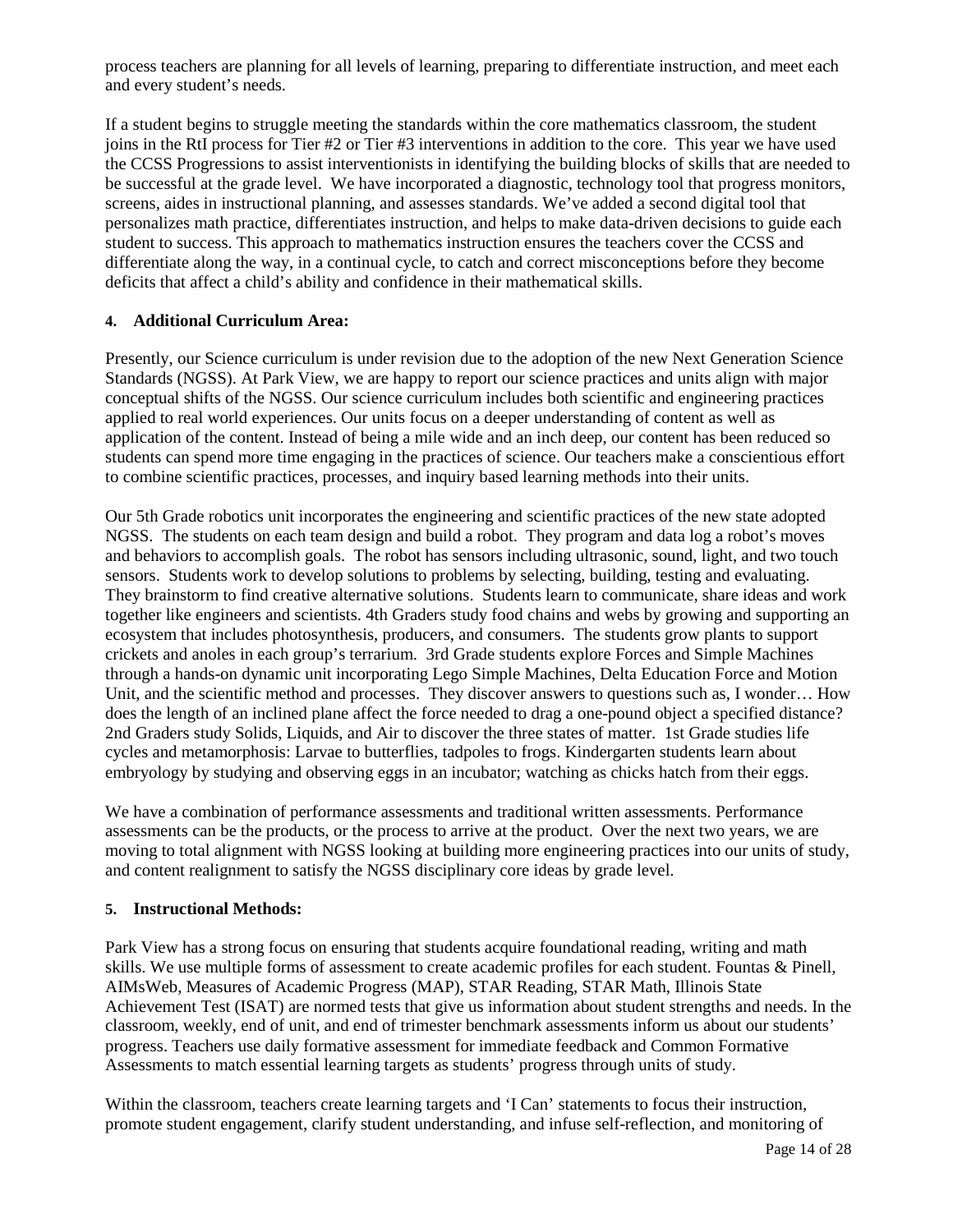process teachers are planning for all levels of learning, preparing to differentiate instruction, and meet each and every student's needs.

If a student begins to struggle meeting the standards within the core mathematics classroom, the student joins in the RtI process for Tier #2 or Tier #3 interventions in addition to the core. This year we have used the CCSS Progressions to assist interventionists in identifying the building blocks of skills that are needed to be successful at the grade level. We have incorporated a diagnostic, technology tool that progress monitors, screens, aides in instructional planning, and assesses standards. We've added a second digital tool that personalizes math practice, differentiates instruction, and helps to make data-driven decisions to guide each student to success. This approach to mathematics instruction ensures the teachers cover the CCSS and differentiate along the way, in a continual cycle, to catch and correct misconceptions before they become deficits that affect a child's ability and confidence in their mathematical skills.

**4. Additional Curriculum Area:**

Presently, our Science curriculum is under revision due to the adoption of the new Next Generation Science Standards (NGSS). At Park View, we are happy to report our science practices and units align with major conceptual shifts of the NGSS. Our science curriculum includes both scientific and engineering practices applied to real world experiences. Our units focus on a deeper understanding of content as well as application of the content. Instead of being a mile wide and an inch deep, our content has been reduced so students can spend more time engaging in the practices of science. Our teachers make a conscientious effort to combine scientific practices, processes, and inquiry based learning methods into their units.

Our 5th Grade robotics unit incorporates the engineering and scientific practices of the new state adopted NGSS. The students on each team design and build a robot. They program and data log a robot's moves and behaviors to accomplish goals. The robot has sensors including ultrasonic, sound, light, and two touch sensors. Students work to develop solutions to problems by selecting, building, testing and evaluating. They brainstorm to find creative alternative solutions. Students learn to communicate, share ideas and work together like engineers and scientists. 4th Graders study food chains and webs by growing and supporting an ecosystem that includes photosynthesis, producers, and consumers. The students grow plants to support crickets and anoles in each group's terrarium. 3rd Grade students explore Forces and Simple Machines through a hands-on dynamic unit incorporating Lego Simple Machines, Delta Education Force and Motion Unit, and the scientific method and processes. They discover answers to questions such as, I wonder… How does the length of an inclined plane affect the force needed to drag a one-pound object a specified distance? 2nd Graders study Solids, Liquids, and Air to discover the three states of matter. 1st Grade studies life cycles and metamorphosis: Larvae to butterflies, tadpoles to frogs. Kindergarten students learn about embryology by studying and observing eggs in an incubator; watching as chicks hatch from their eggs.

We have a combination of performance assessments and traditional written assessments. Performance assessments can be the products, or the process to arrive at the product. Over the next two years, we are moving to total alignment with NGSS looking at building more engineering practices into our units of study, and content realignment to satisfy the NGSS disciplinary core ideas by grade level.

**5. Instructional Methods:**

Park View has a strong focus on ensuring that students acquire foundational reading, writing and math skills. We use multiple forms of assessment to create academic profiles for each student. Fountas & Pinell, AIMsWeb, Measures of Academic Progress (MAP), STAR Reading, STAR Math, Illinois State Achievement Test (ISAT) are normed tests that give us information about student strengths and needs. In the classroom, weekly, end of unit, and end of trimester benchmark assessments inform us about our students' progress. Teachers use daily formative assessment for immediate feedback and Common Formative Assessments to match essential learning targets as students' progress through units of study.

Within the classroom, teachers create learning targets and 'I Can' statements to focus their instruction, promote student engagement, clarify student understanding, and infuse self-reflection, and monitoring of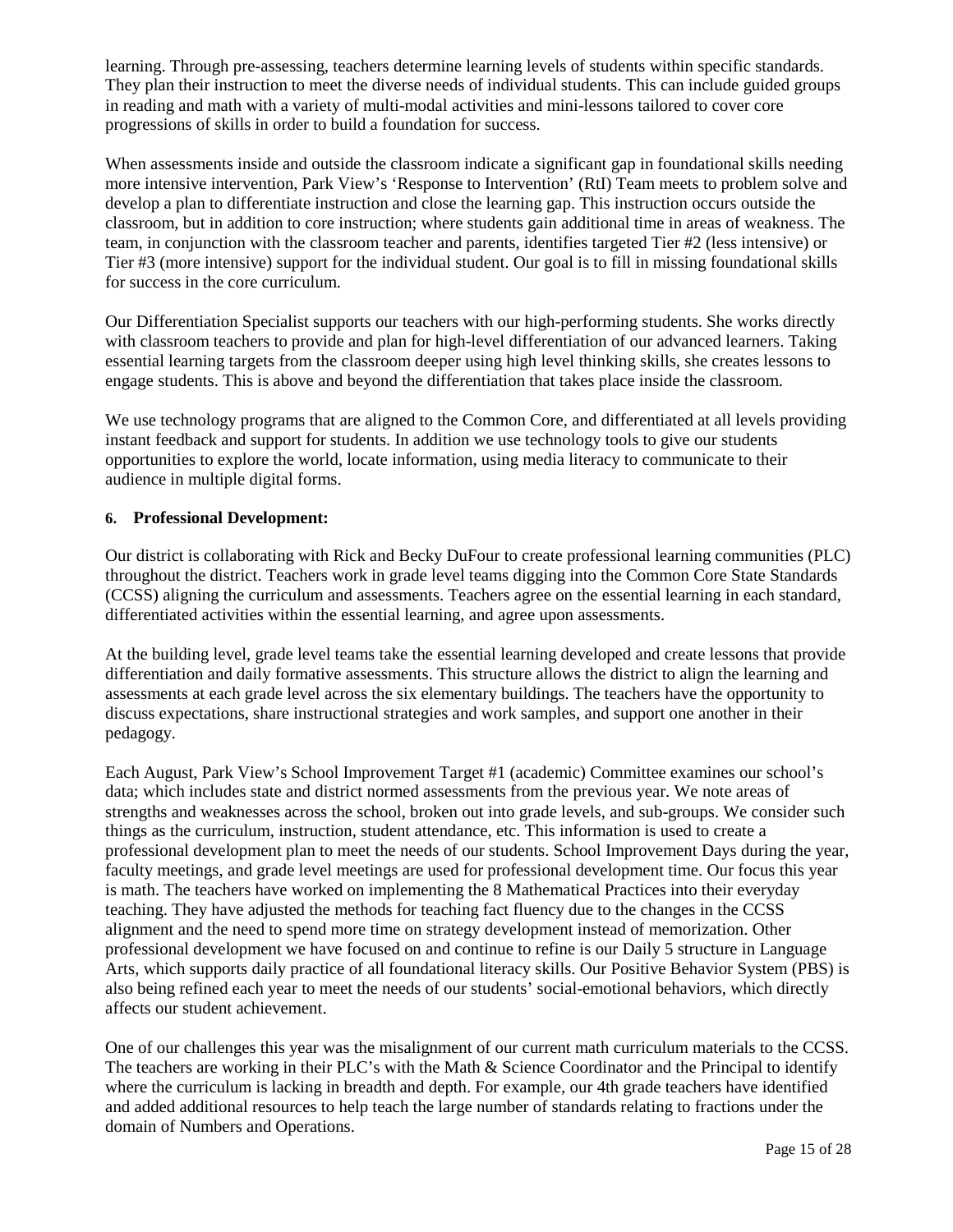learning. Through pre-assessing, teachers determine learning levels of students within specific standards. They plan their instruction to meet the diverse needs of individual students. This can include guided groups in reading and math with a variety of multi-modal activities and mini-lessons tailored to cover core progressions of skills in order to build a foundation for success.

When assessments inside and outside the classroom indicate a significant gap in foundational skills needing more intensive intervention, Park View's 'Response to Intervention' (RtI) Team meets to problem solve and develop a plan to differentiate instruction and close the learning gap. This instruction occurs outside the classroom, but in addition to core instruction; where students gain additional time in areas of weakness. The team, in conjunction with the classroom teacher and parents, identifies targeted Tier #2 (less intensive) or Tier #3 (more intensive) support for the individual student. Our goal is to fill in missing foundational skills for success in the core curriculum.

Our Differentiation Specialist supports our teachers with our high-performing students. She works directly with classroom teachers to provide and plan for high-level differentiation of our advanced learners. Taking essential learning targets from the classroom deeper using high level thinking skills, she creates lessons to engage students. This is above and beyond the differentiation that takes place inside the classroom.

We use technology programs that are aligned to the Common Core, and differentiated at all levels providing instant feedback and support for students. In addition we use technology tools to give our students opportunities to explore the world, locate information, using media literacy to communicate to their audience in multiple digital forms.

**6. Professional Development:**

Our district is collaborating with Rick and Becky DuFour to create professional learning communities (PLC) throughout the district. Teachers work in grade level teams digging into the Common Core State Standards (CCSS) aligning the curriculum and assessments. Teachers agree on the essential learning in each standard, differentiated activities within the essential learning, and agree upon assessments.

At the building level, grade level teams take the essential learning developed and create lessons that provide differentiation and daily formative assessments. This structure allows the district to align the learning and assessments at each grade level across the six elementary buildings. The teachers have the opportunity to discuss expectations, share instructional strategies and work samples, and support one another in their pedagogy.

Each August, Park View's School Improvement Target #1 (academic) Committee examines our school's data; which includes state and district normed assessments from the previous year. We note areas of strengths and weaknesses across the school, broken out into grade levels, and sub-groups. We consider such things as the curriculum, instruction, student attendance, etc. This information is used to create a professional development plan to meet the needs of our students. School Improvement Days during the year, faculty meetings, and grade level meetings are used for professional development time. Our focus this year is math. The teachers have worked on implementing the 8 Mathematical Practices into their everyday teaching. They have adjusted the methods for teaching fact fluency due to the changes in the CCSS alignment and the need to spend more time on strategy development instead of memorization. Other professional development we have focused on and continue to refine is our Daily 5 structure in Language Arts, which supports daily practice of all foundational literacy skills. Our Positive Behavior System (PBS) is also being refined each year to meet the needs of our students' social-emotional behaviors, which directly affects our student achievement.

One of our challenges this year was the misalignment of our current math curriculum materials to the CCSS. The teachers are working in their PLC's with the Math & Science Coordinator and the Principal to identify where the curriculum is lacking in breadth and depth. For example, our 4th grade teachers have identified and added additional resources to help teach the large number of standards relating to fractions under the domain of Numbers and Operations.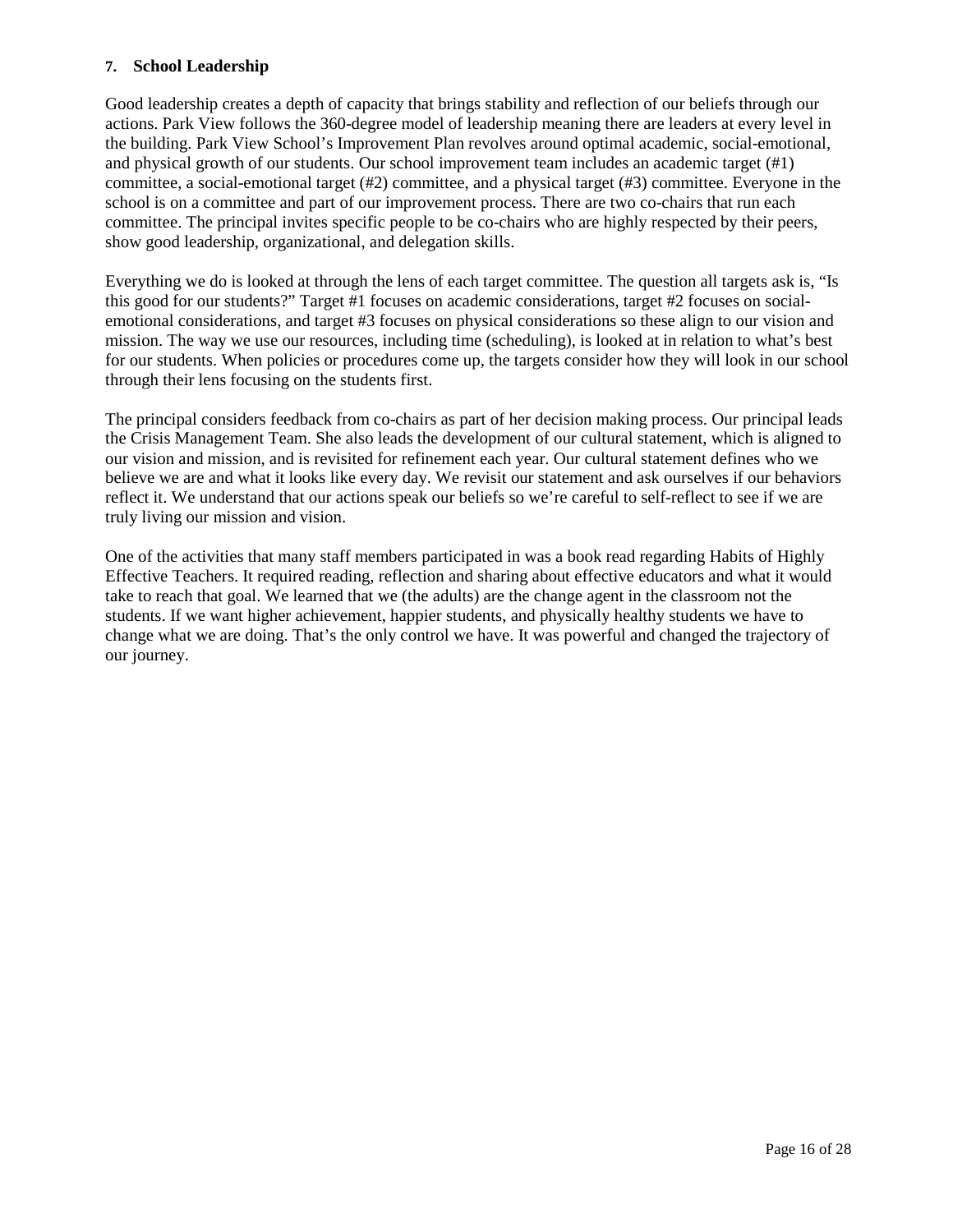### 7. School Leadership

Good leadership creates a depth of capacity that brings stability and reflection of our beliefs through our actions. Park View follows the 360-degree model of leadership meaning there are leaders at every level in the building. Park View School's Improvement Plan revolves around optimal academic, social-emotional, and physical growth of our students. Our school improvement team includes an academic target (#1) committee, a social-emotional target (#2) committee, and a physical target (#3) committee. Everyone in the school is on a committee and part of our improvement process. There are two co-chairs that run each committee. The principal invites specific people to be co-chairs who are highly respected by their peers, show good leadership, organizational, and delegation skills.

Everything we do is looked at through the lens of each target committee. The question all targets ask is, "Is this good for our students?" Target #1 focuses on academic considerations, target #2 focuses on social-emotional considerations, and target #3 focuses on physical considerations so these align to our vision and mission. The way we use our resources, including time (scheduling), is looked at in relation to what's best for our students. When policies or procedures come up, the targets consider how they will look in our school through their lens focusing on the students first.

The principal considers feedback from co-chairs as part of her decision making process. Our principal leads the Crisis Management Team. She also leads the development of our cultural statement, which is aligned to our vision and mission, and is revisited for refinement each year. Our cultural statement defines who we believe we are and what it looks like every day. We revisit our statement and ask ourselves if our behaviors reflect it. We understand that our actions speak our beliefs so we're careful to self-reflect to see if we are truly living our mission and vision.

One of the activities that many staff members participated in was a book read regarding Habits of Highly Effective Teachers. It required reading, reflection and sharing about effective educators and what it would take to reach that goal. We learned that we (the adults) are the change agent in the classroom not the students. If we want higher achievement, happier students, and physically healthy students we have to change what we are doing. That's the only control we have. It was powerful and changed the trajectory of our journey.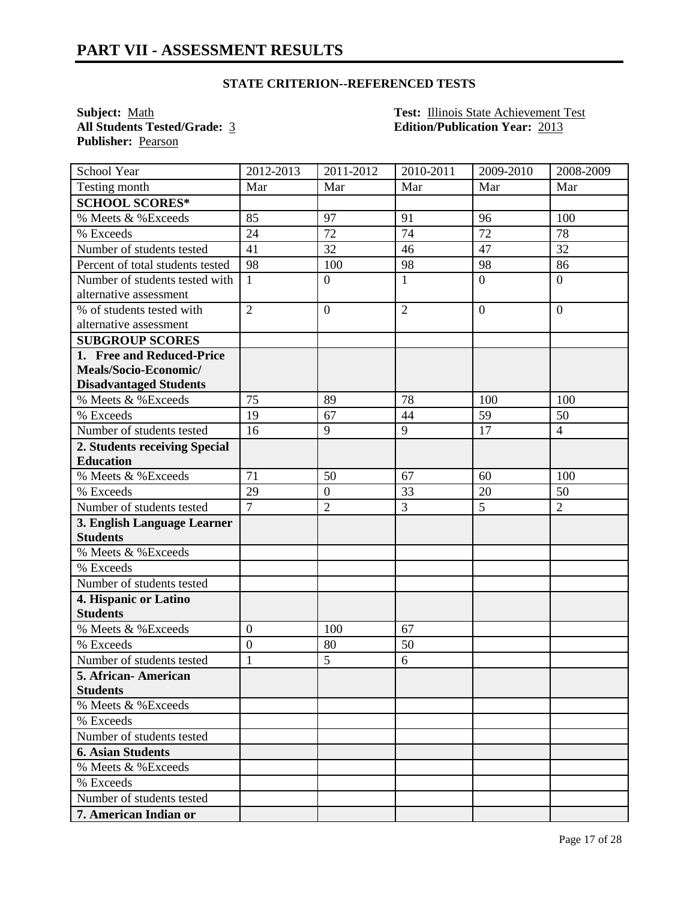# PART VII - ASSESSMENT RESULTS

### STATE CRITERION--REFERENCED TESTS

**Subject:** Math
**All Students Tested/Grade:** 3
**Publisher:** Pearson

**Test:** Illinois State Achievement Test
**Edition/Publication Year:** 2013

| School Year | 2012-2013 | 2011-2012 | 2010-2011 | 2009-2010 | 2008-2009 |
|---|---|---|---|---|---|
| Testing month | Mar | Mar | Mar | Mar | Mar |
| **SCHOOL SCORES*** | | | | | |
| % Meets & %Exceeds | 85 | 97 | 91 | 96 | 100 |
| % Exceeds | 24 | 72 | 74 | 72 | 78 |
| Number of students tested | 41 | 32 | 46 | 47 | 32 |
| Percent of total students tested | 98 | 100 | 98 | 98 | 86 |
| Number of students tested with alternative assessment | 1 | 0 | 1 | 0 | 0 |
| % of students tested with alternative assessment | 2 | 0 | 2 | 0 | 0 |
| **SUBGROUP SCORES** | | | | | |
| **1. Free and Reduced-Price Meals/Socio-Economic/ Disadvantaged Students** | | | | | |
| % Meets & %Exceeds | 75 | 89 | 78 | 100 | 100 |
| % Exceeds | 19 | 67 | 44 | 59 | 50 |
| Number of students tested | 16 | 9 | 9 | 17 | 4 |
| **2. Students receiving Special Education** | | | | | |
| % Meets & %Exceeds | 71 | 50 | 67 | 60 | 100 |
| % Exceeds | 29 | 0 | 33 | 20 | 50 |
| Number of students tested | 7 | 2 | 3 | 5 | 2 |
| **3. English Language Learner Students** | | | | | |
| % Meets & %Exceeds | | | | | |
| % Exceeds | | | | | |
| Number of students tested | | | | | |
| **4. Hispanic or Latino Students** | | | | | |
| % Meets & %Exceeds | 0 | 100 | 67 | | |
| % Exceeds | 0 | 80 | 50 | | |
| Number of students tested | 1 | 5 | 6 | | |
| **5. African- American Students** | | | | | |
| % Meets & %Exceeds | | | | | |
| % Exceeds | | | | | |
| Number of students tested | | | | | |
| **6. Asian Students** | | | | | |
| % Meets & %Exceeds | | | | | |
| % Exceeds | | | | | |
| Number of students tested | | | | | |
| **7. American Indian or** | | | | | |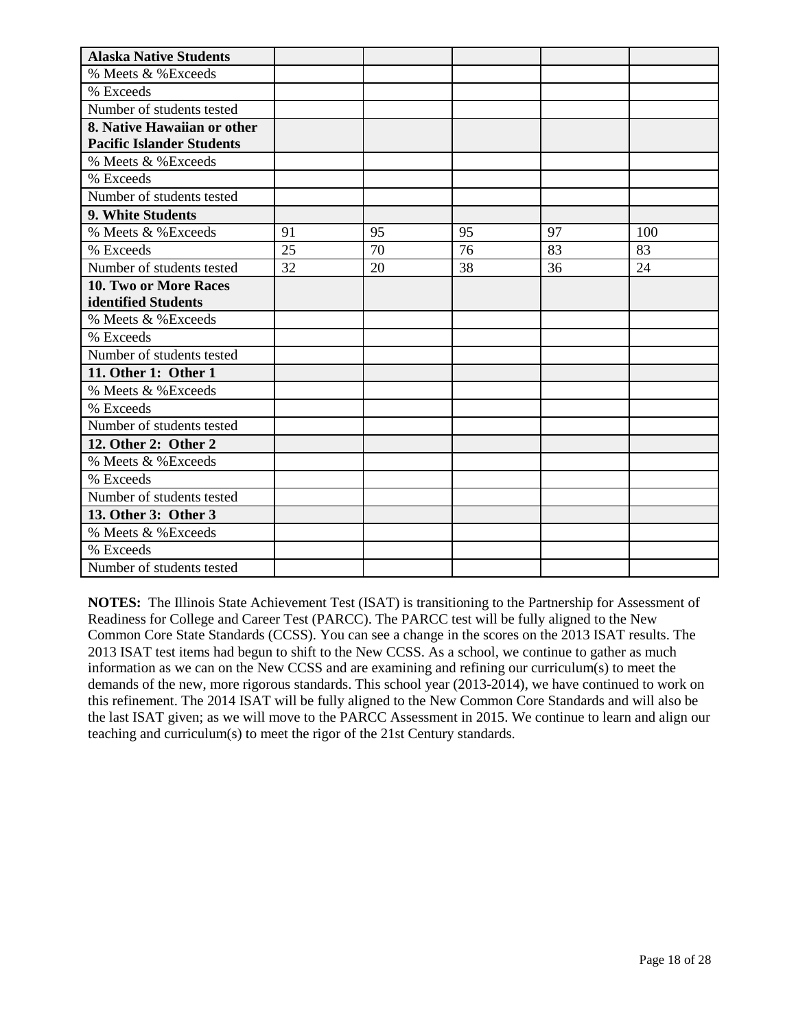| Alaska Native Students | | | | | |
|---|---|---|---|---|---|
| % Meets & %Exceeds | | | | | |
| % Exceeds | | | | | |
| Number of students tested | | | | | |
| **8. Native Hawaiian or other Pacific Islander Students** | | | | | |
| % Meets & %Exceeds | | | | | |
| % Exceeds | | | | | |
| Number of students tested | | | | | |
| **9. White Students** | | | | | |
| % Meets & %Exceeds | 91 | 95 | 95 | 97 | 100 |
| % Exceeds | 25 | 70 | 76 | 83 | 83 |
| Number of students tested | 32 | 20 | 38 | 36 | 24 |
| **10. Two or More Races identified Students** | | | | | |
| % Meets & %Exceeds | | | | | |
| % Exceeds | | | | | |
| Number of students tested | | | | | |
| **11. Other 1: Other 1** | | | | | |
| % Meets & %Exceeds | | | | | |
| % Exceeds | | | | | |
| Number of students tested | | | | | |
| **12. Other 2: Other 2** | | | | | |
| % Meets & %Exceeds | | | | | |
| % Exceeds | | | | | |
| Number of students tested | | | | | |
| **13. Other 3: Other 3** | | | | | |
| % Meets & %Exceeds | | | | | |
| % Exceeds | | | | | |
| Number of students tested | | | | | |

**NOTES:** The Illinois State Achievement Test (ISAT) is transitioning to the Partnership for Assessment of Readiness for College and Career Test (PARCC). The PARCC test will be fully aligned to the New Common Core State Standards (CCSS). You can see a change in the scores on the 2013 ISAT results. The 2013 ISAT test items had begun to shift to the New CCSS. As a school, we continue to gather as much information as we can on the New CCSS and are examining and refining our curriculum(s) to meet the demands of the new, more rigorous standards. This school year (2013-2014), we have continued to work on this refinement. The 2014 ISAT will be fully aligned to the New Common Core Standards and will also be the last ISAT given; as we will move to the PARCC Assessment in 2015. We continue to learn and align our teaching and curriculum(s) to meet the rigor of the 21st Century standards.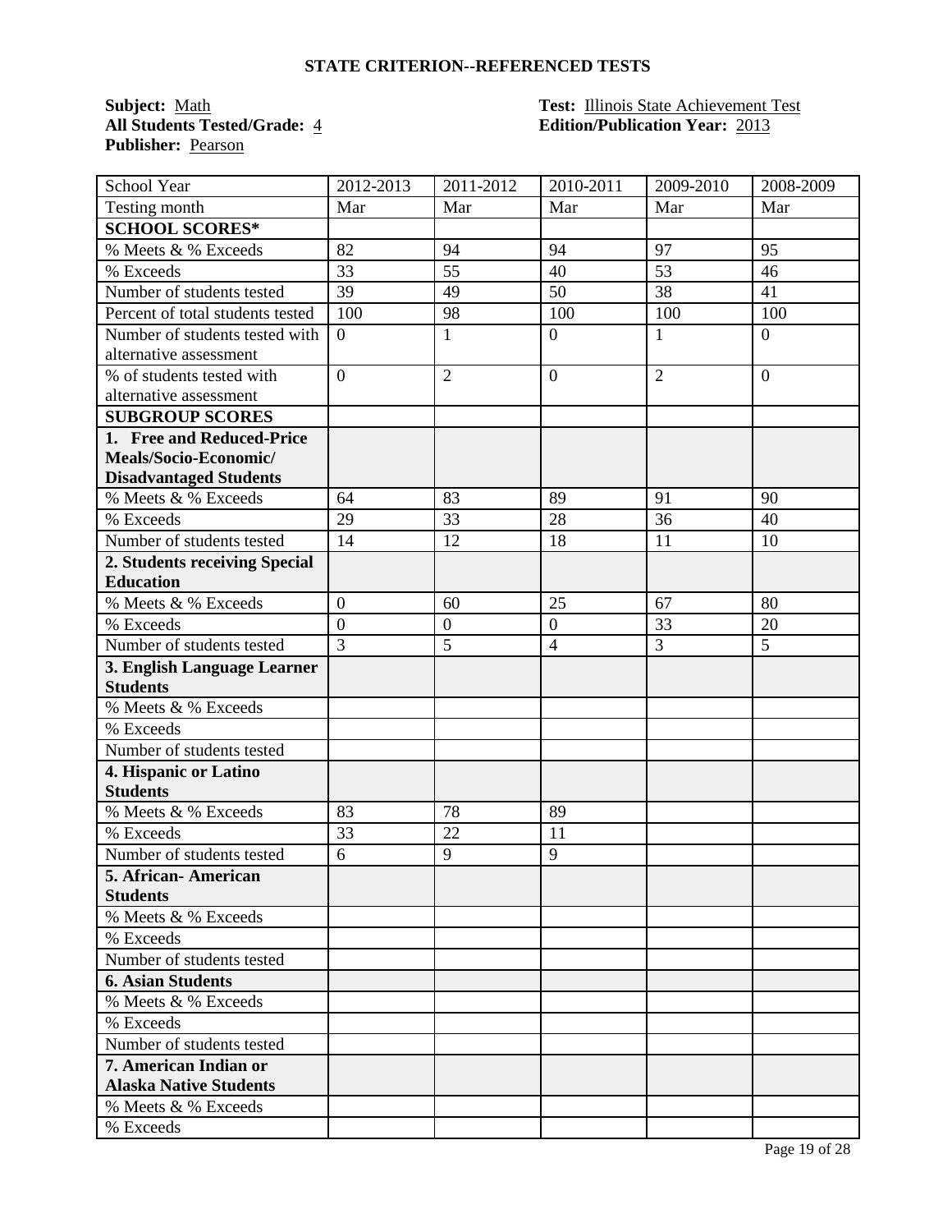## STATE CRITERION--REFERENCED TESTS

**Subject:** Math
**All Students Tested/Grade:** 4
**Publisher:** Pearson

**Test:** Illinois State Achievement Test
**Edition/Publication Year:** 2013

| School Year | 2012-2013 | 2011-2012 | 2010-2011 | 2009-2010 | 2008-2009 |
|---|---|---|---|---|---|
| Testing month | Mar | Mar | Mar | Mar | Mar |
| **SCHOOL SCORES*** | | | | | |
| % Meets & % Exceeds | 82 | 94 | 94 | 97 | 95 |
| % Exceeds | 33 | 55 | 40 | 53 | 46 |
| Number of students tested | 39 | 49 | 50 | 38 | 41 |
| Percent of total students tested | 100 | 98 | 100 | 100 | 100 |
| Number of students tested with alternative assessment | 0 | 1 | 0 | 1 | 0 |
| % of students tested with alternative assessment | 0 | 2 | 0 | 2 | 0 |
| **SUBGROUP SCORES** | | | | | |
| **1. Free and Reduced-Price Meals/Socio-Economic/ Disadvantaged Students** | | | | | |
| % Meets & % Exceeds | 64 | 83 | 89 | 91 | 90 |
| % Exceeds | 29 | 33 | 28 | 36 | 40 |
| Number of students tested | 14 | 12 | 18 | 11 | 10 |
| **2. Students receiving Special Education** | | | | | |
| % Meets & % Exceeds | 0 | 60 | 25 | 67 | 80 |
| % Exceeds | 0 | 0 | 0 | 33 | 20 |
| Number of students tested | 3 | 5 | 4 | 3 | 5 |
| **3. English Language Learner Students** | | | | | |
| % Meets & % Exceeds | | | | | |
| % Exceeds | | | | | |
| Number of students tested | | | | | |
| **4. Hispanic or Latino Students** | | | | | |
| % Meets & % Exceeds | 83 | 78 | 89 | | |
| % Exceeds | 33 | 22 | 11 | | |
| Number of students tested | 6 | 9 | 9 | | |
| **5. African- American Students** | | | | | |
| % Meets & % Exceeds | | | | | |
| % Exceeds | | | | | |
| Number of students tested | | | | | |
| **6. Asian Students** | | | | | |
| % Meets & % Exceeds | | | | | |
| % Exceeds | | | | | |
| Number of students tested | | | | | |
| **7. American Indian or Alaska Native Students** | | | | | |
| % Meets & % Exceeds | | | | | |
| % Exceeds | | | | | |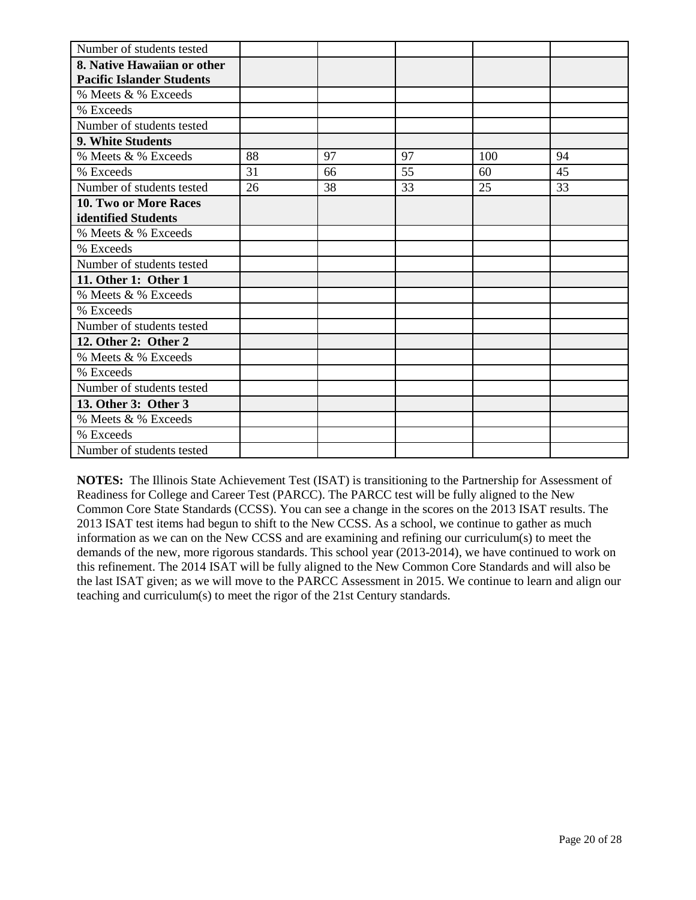| | | | | | |
|---|---|---|---|---|---|
| Number of students tested | | | | | |
| **8. Native Hawaiian or other Pacific Islander Students** | | | | | |
| % Meets & % Exceeds | | | | | |
| % Exceeds | | | | | |
| Number of students tested | | | | | |
| **9. White Students** | | | | | |
| % Meets & % Exceeds | 88 | 97 | 97 | 100 | 94 |
| % Exceeds | 31 | 66 | 55 | 60 | 45 |
| Number of students tested | 26 | 38 | 33 | 25 | 33 |
| **10. Two or More Races identified Students** | | | | | |
| % Meets & % Exceeds | | | | | |
| % Exceeds | | | | | |
| Number of students tested | | | | | |
| **11. Other 1: Other 1** | | | | | |
| % Meets & % Exceeds | | | | | |
| % Exceeds | | | | | |
| Number of students tested | | | | | |
| **12. Other 2: Other 2** | | | | | |
| % Meets & % Exceeds | | | | | |
| % Exceeds | | | | | |
| Number of students tested | | | | | |
| **13. Other 3: Other 3** | | | | | |
| % Meets & % Exceeds | | | | | |
| % Exceeds | | | | | |
| Number of students tested | | | | | |

**NOTES:** The Illinois State Achievement Test (ISAT) is transitioning to the Partnership for Assessment of Readiness for College and Career Test (PARCC). The PARCC test will be fully aligned to the New Common Core State Standards (CCSS). You can see a change in the scores on the 2013 ISAT results. The 2013 ISAT test items had begun to shift to the New CCSS. As a school, we continue to gather as much information as we can on the New CCSS and are examining and refining our curriculum(s) to meet the demands of the new, more rigorous standards. This school year (2013-2014), we have continued to work on this refinement. The 2014 ISAT will be fully aligned to the New Common Core Standards and will also be the last ISAT given; as we will move to the PARCC Assessment in 2015. We continue to learn and align our teaching and curriculum(s) to meet the rigor of the 21st Century standards.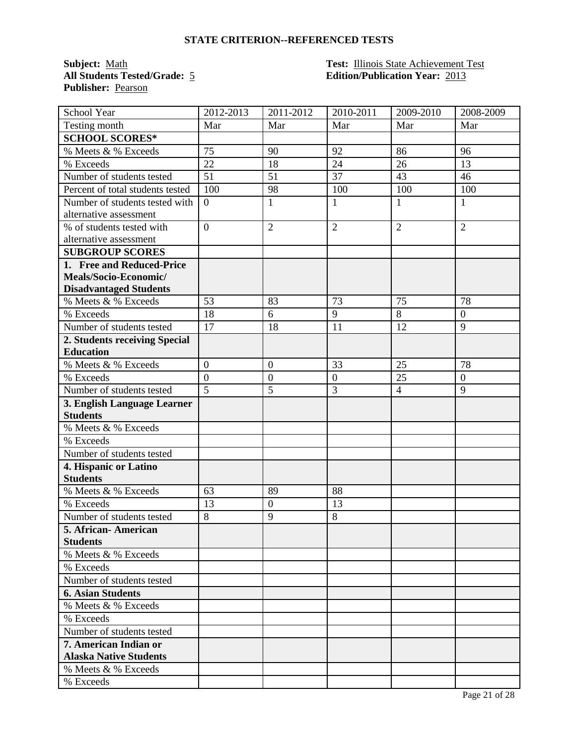**STATE CRITERION--REFERENCED TESTS**

**Subject:** Math  
**All Students Tested/Grade:** 5  
**Publisher:** Pearson

**Test:** Illinois State Achievement Test  
**Edition/Publication Year:** 2013

| School Year | 2012-2013 | 2011-2012 | 2010-2011 | 2009-2010 | 2008-2009 |
|---|---|---|---|---|---|
| Testing month | Mar | Mar | Mar | Mar | Mar |
| **SCHOOL SCORES*** | | | | | |
| % Meets & % Exceeds | 75 | 90 | 92 | 86 | 96 |
| % Exceeds | 22 | 18 | 24 | 26 | 13 |
| Number of students tested | 51 | 51 | 37 | 43 | 46 |
| Percent of total students tested | 100 | 98 | 100 | 100 | 100 |
| Number of students tested with alternative assessment | 0 | 1 | 1 | 1 | 1 |
| % of students tested with alternative assessment | 0 | 2 | 2 | 2 | 2 |
| **SUBGROUP SCORES** | | | | | |
| **1. Free and Reduced-Price Meals/Socio-Economic/ Disadvantaged Students** | | | | | |
| % Meets & % Exceeds | 53 | 83 | 73 | 75 | 78 |
| % Exceeds | 18 | 6 | 9 | 8 | 0 |
| Number of students tested | 17 | 18 | 11 | 12 | 9 |
| **2. Students receiving Special Education** | | | | | |
| % Meets & % Exceeds | 0 | 0 | 33 | 25 | 78 |
| % Exceeds | 0 | 0 | 0 | 25 | 0 |
| Number of students tested | 5 | 5 | 3 | 4 | 9 |
| **3. English Language Learner Students** | | | | | |
| % Meets & % Exceeds | | | | | |
| % Exceeds | | | | | |
| Number of students tested | | | | | |
| **4. Hispanic or Latino Students** | | | | | |
| % Meets & % Exceeds | 63 | 89 | 88 | | |
| % Exceeds | 13 | 0 | 13 | | |
| Number of students tested | 8 | 9 | 8 | | |
| **5. African- American Students** | | | | | |
| % Meets & % Exceeds | | | | | |
| % Exceeds | | | | | |
| Number of students tested | | | | | |
| **6. Asian Students** | | | | | |
| % Meets & % Exceeds | | | | | |
| % Exceeds | | | | | |
| Number of students tested | | | | | |
| **7. American Indian or Alaska Native Students** | | | | | |
| % Meets & % Exceeds | | | | | |
| % Exceeds | | | | | |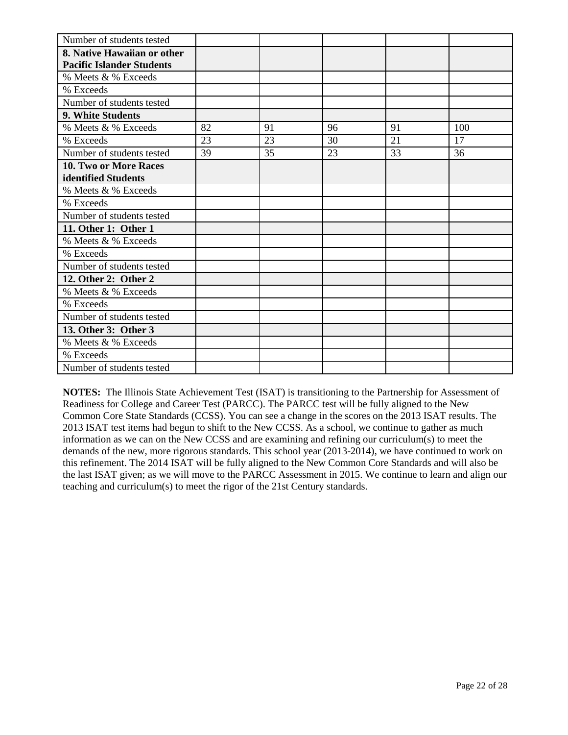| Number of students tested | | | | | |
|---|---|---|---|---|---|
| **8. Native Hawaiian or other Pacific Islander Students** | | | | | |
| % Meets & % Exceeds | | | | | |
| % Exceeds | | | | | |
| Number of students tested | | | | | |
| **9. White Students** | | | | | |
| % Meets & % Exceeds | 82 | 91 | 96 | 91 | 100 |
| % Exceeds | 23 | 23 | 30 | 21 | 17 |
| Number of students tested | 39 | 35 | 23 | 33 | 36 |
| **10. Two or More Races identified Students** | | | | | |
| % Meets & % Exceeds | | | | | |
| % Exceeds | | | | | |
| Number of students tested | | | | | |
| **11. Other 1: Other 1** | | | | | |
| % Meets & % Exceeds | | | | | |
| % Exceeds | | | | | |
| Number of students tested | | | | | |
| **12. Other 2: Other 2** | | | | | |
| % Meets & % Exceeds | | | | | |
| % Exceeds | | | | | |
| Number of students tested | | | | | |
| **13. Other 3: Other 3** | | | | | |
| % Meets & % Exceeds | | | | | |
| % Exceeds | | | | | |
| Number of students tested | | | | | |

**NOTES:** The Illinois State Achievement Test (ISAT) is transitioning to the Partnership for Assessment of Readiness for College and Career Test (PARCC). The PARCC test will be fully aligned to the New Common Core State Standards (CCSS). You can see a change in the scores on the 2013 ISAT results. The 2013 ISAT test items had begun to shift to the New CCSS. As a school, we continue to gather as much information as we can on the New CCSS and are examining and refining our curriculum(s) to meet the demands of the new, more rigorous standards. This school year (2013-2014), we have continued to work on this refinement. The 2014 ISAT will be fully aligned to the New Common Core Standards and will also be the last ISAT given; as we will move to the PARCC Assessment in 2015. We continue to learn and align our teaching and curriculum(s) to meet the rigor of the 21st Century standards.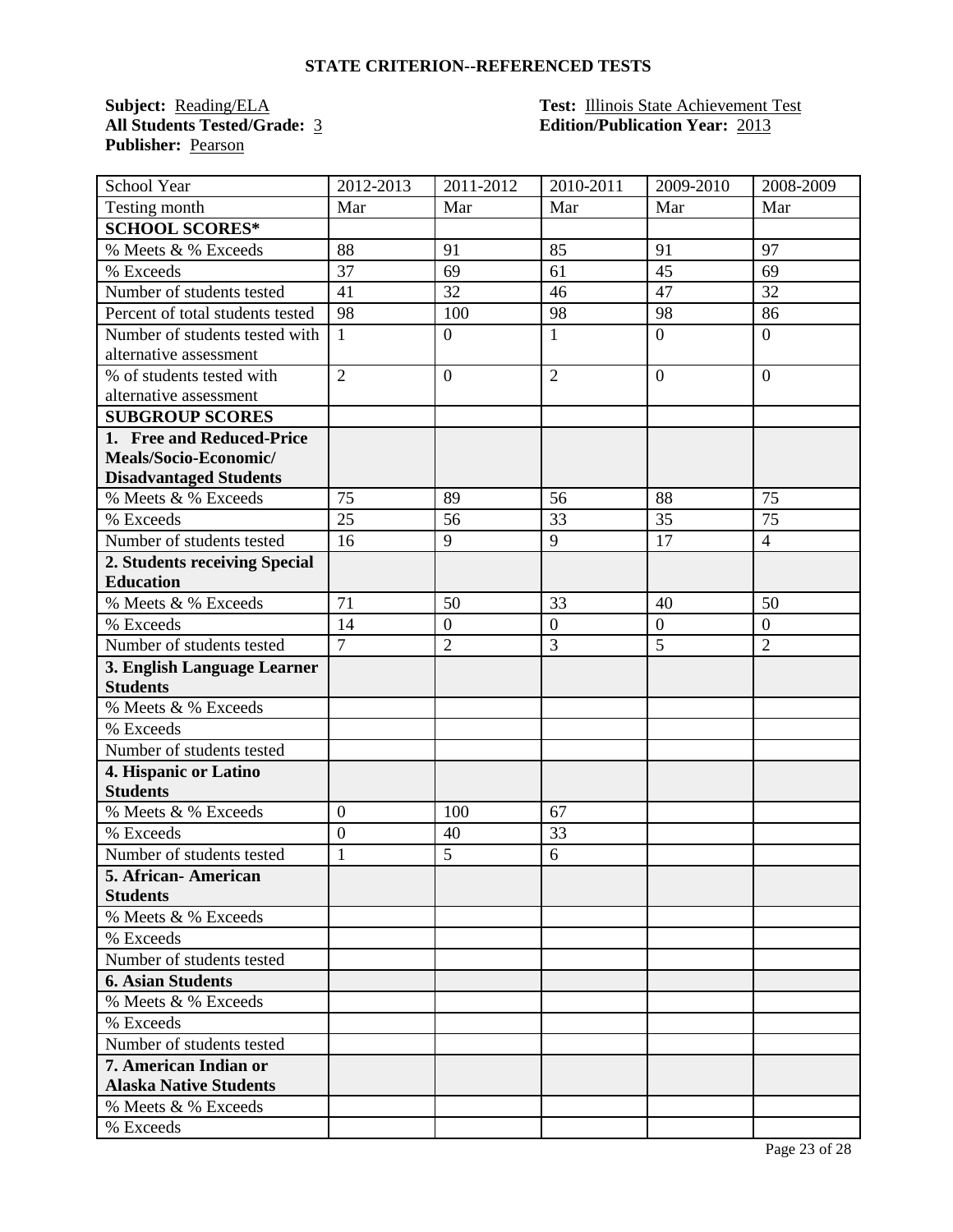## STATE CRITERION--REFERENCED TESTS

**Subject:** Reading/ELA
**All Students Tested/Grade:** 3
**Publisher:** Pearson

**Test:** Illinois State Achievement Test
**Edition/Publication Year:** 2013

| School Year | 2012-2013 | 2011-2012 | 2010-2011 | 2009-2010 | 2008-2009 |
|---|---|---|---|---|---|
| Testing month | Mar | Mar | Mar | Mar | Mar |
| **SCHOOL SCORES*** | | | | | |
| % Meets & % Exceeds | 88 | 91 | 85 | 91 | 97 |
| % Exceeds | 37 | 69 | 61 | 45 | 69 |
| Number of students tested | 41 | 32 | 46 | 47 | 32 |
| Percent of total students tested | 98 | 100 | 98 | 98 | 86 |
| Number of students tested with alternative assessment | 1 | 0 | 1 | 0 | 0 |
| % of students tested with alternative assessment | 2 | 0 | 2 | 0 | 0 |
| **SUBGROUP SCORES** | | | | | |
| **1. Free and Reduced-Price Meals/Socio-Economic/ Disadvantaged Students** | | | | | |
| % Meets & % Exceeds | 75 | 89 | 56 | 88 | 75 |
| % Exceeds | 25 | 56 | 33 | 35 | 75 |
| Number of students tested | 16 | 9 | 9 | 17 | 4 |
| **2. Students receiving Special Education** | | | | | |
| % Meets & % Exceeds | 71 | 50 | 33 | 40 | 50 |
| % Exceeds | 14 | 0 | 0 | 0 | 0 |
| Number of students tested | 7 | 2 | 3 | 5 | 2 |
| **3. English Language Learner Students** | | | | | |
| % Meets & % Exceeds | | | | | |
| % Exceeds | | | | | |
| Number of students tested | | | | | |
| **4. Hispanic or Latino Students** | | | | | |
| % Meets & % Exceeds | 0 | 100 | 67 | | |
| % Exceeds | 0 | 40 | 33 | | |
| Number of students tested | 1 | 5 | 6 | | |
| **5. African- American Students** | | | | | |
| % Meets & % Exceeds | | | | | |
| % Exceeds | | | | | |
| Number of students tested | | | | | |
| **6. Asian Students** | | | | | |
| % Meets & % Exceeds | | | | | |
| % Exceeds | | | | | |
| Number of students tested | | | | | |
| **7. American Indian or Alaska Native Students** | | | | | |
| % Meets & % Exceeds | | | | | |
| % Exceeds | | | | | |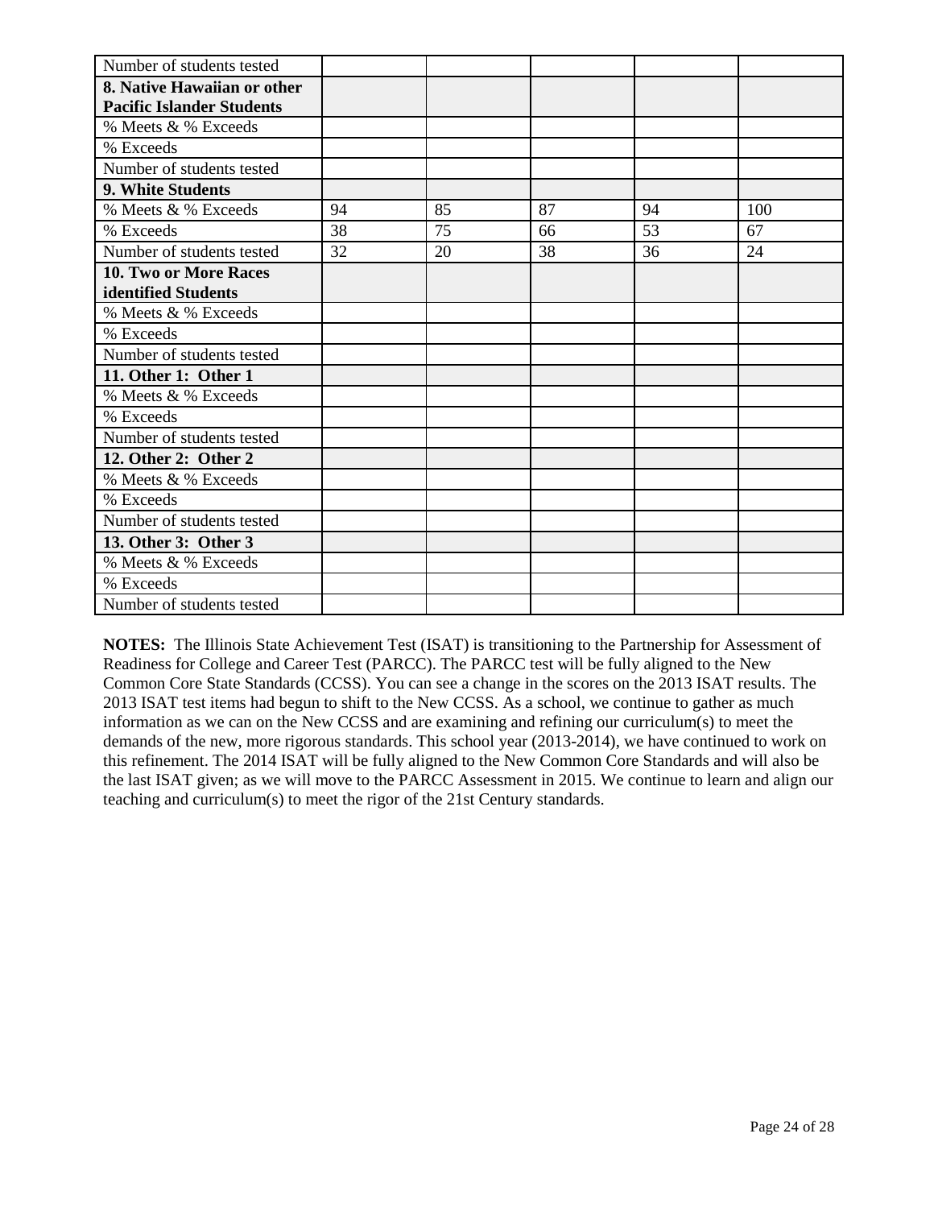| | | | | | |
|---|---|---|---|---|---|
| Number of students tested | | | | | |
| **8. Native Hawaiian or other Pacific Islander Students** | | | | | |
| % Meets & % Exceeds | | | | | |
| % Exceeds | | | | | |
| Number of students tested | | | | | |
| **9. White Students** | | | | | |
| % Meets & % Exceeds | 94 | 85 | 87 | 94 | 100 |
| % Exceeds | 38 | 75 | 66 | 53 | 67 |
| Number of students tested | 32 | 20 | 38 | 36 | 24 |
| **10. Two or More Races identified Students** | | | | | |
| % Meets & % Exceeds | | | | | |
| % Exceeds | | | | | |
| Number of students tested | | | | | |
| **11. Other 1: Other 1** | | | | | |
| % Meets & % Exceeds | | | | | |
| % Exceeds | | | | | |
| Number of students tested | | | | | |
| **12. Other 2: Other 2** | | | | | |
| % Meets & % Exceeds | | | | | |
| % Exceeds | | | | | |
| Number of students tested | | | | | |
| **13. Other 3: Other 3** | | | | | |
| % Meets & % Exceeds | | | | | |
| % Exceeds | | | | | |
| Number of students tested | | | | | |

**NOTES:** The Illinois State Achievement Test (ISAT) is transitioning to the Partnership for Assessment of Readiness for College and Career Test (PARCC). The PARCC test will be fully aligned to the New Common Core State Standards (CCSS). You can see a change in the scores on the 2013 ISAT results. The 2013 ISAT test items had begun to shift to the New CCSS. As a school, we continue to gather as much information as we can on the New CCSS and are examining and refining our curriculum(s) to meet the demands of the new, more rigorous standards. This school year (2013-2014), we have continued to work on this refinement. The 2014 ISAT will be fully aligned to the New Common Core Standards and will also be the last ISAT given; as we will move to the PARCC Assessment in 2015. We continue to learn and align our teaching and curriculum(s) to meet the rigor of the 21st Century standards.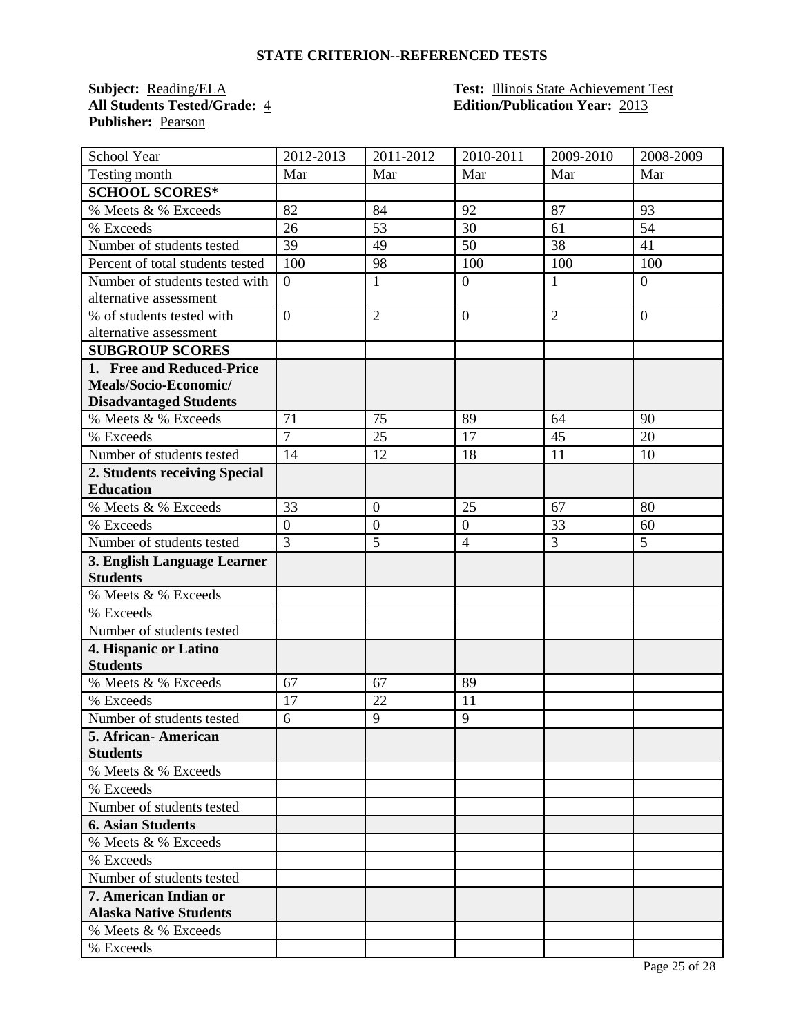## STATE CRITERION--REFERENCED TESTS

**Subject:** Reading/ELA
**All Students Tested/Grade:** 4
**Publisher:** Pearson

**Test:** Illinois State Achievement Test
**Edition/Publication Year:** 2013

| School Year | 2012-2013 | 2011-2012 | 2010-2011 | 2009-2010 | 2008-2009 |
|---|---|---|---|---|---|
| Testing month | Mar | Mar | Mar | Mar | Mar |
| **SCHOOL SCORES*** | | | | | |
| % Meets & % Exceeds | 82 | 84 | 92 | 87 | 93 |
| % Exceeds | 26 | 53 | 30 | 61 | 54 |
| Number of students tested | 39 | 49 | 50 | 38 | 41 |
| Percent of total students tested | 100 | 98 | 100 | 100 | 100 |
| Number of students tested with alternative assessment | 0 | 1 | 0 | 1 | 0 |
| % of students tested with alternative assessment | 0 | 2 | 0 | 2 | 0 |
| **SUBGROUP SCORES** | | | | | |
| **1. Free and Reduced-Price Meals/Socio-Economic/ Disadvantaged Students** | | | | | |
| % Meets & % Exceeds | 71 | 75 | 89 | 64 | 90 |
| % Exceeds | 7 | 25 | 17 | 45 | 20 |
| Number of students tested | 14 | 12 | 18 | 11 | 10 |
| **2. Students receiving Special Education** | | | | | |
| % Meets & % Exceeds | 33 | 0 | 25 | 67 | 80 |
| % Exceeds | 0 | 0 | 0 | 33 | 60 |
| Number of students tested | 3 | 5 | 4 | 3 | 5 |
| **3. English Language Learner Students** | | | | | |
| % Meets & % Exceeds | | | | | |
| % Exceeds | | | | | |
| Number of students tested | | | | | |
| **4. Hispanic or Latino Students** | | | | | |
| % Meets & % Exceeds | 67 | 67 | 89 | | |
| % Exceeds | 17 | 22 | 11 | | |
| Number of students tested | 6 | 9 | 9 | | |
| **5. African- American Students** | | | | | |
| % Meets & % Exceeds | | | | | |
| % Exceeds | | | | | |
| Number of students tested | | | | | |
| **6. Asian Students** | | | | | |
| % Meets & % Exceeds | | | | | |
| % Exceeds | | | | | |
| Number of students tested | | | | | |
| **7. American Indian or Alaska Native Students** | | | | | |
| % Meets & % Exceeds | | | | | |
| % Exceeds | | | | | |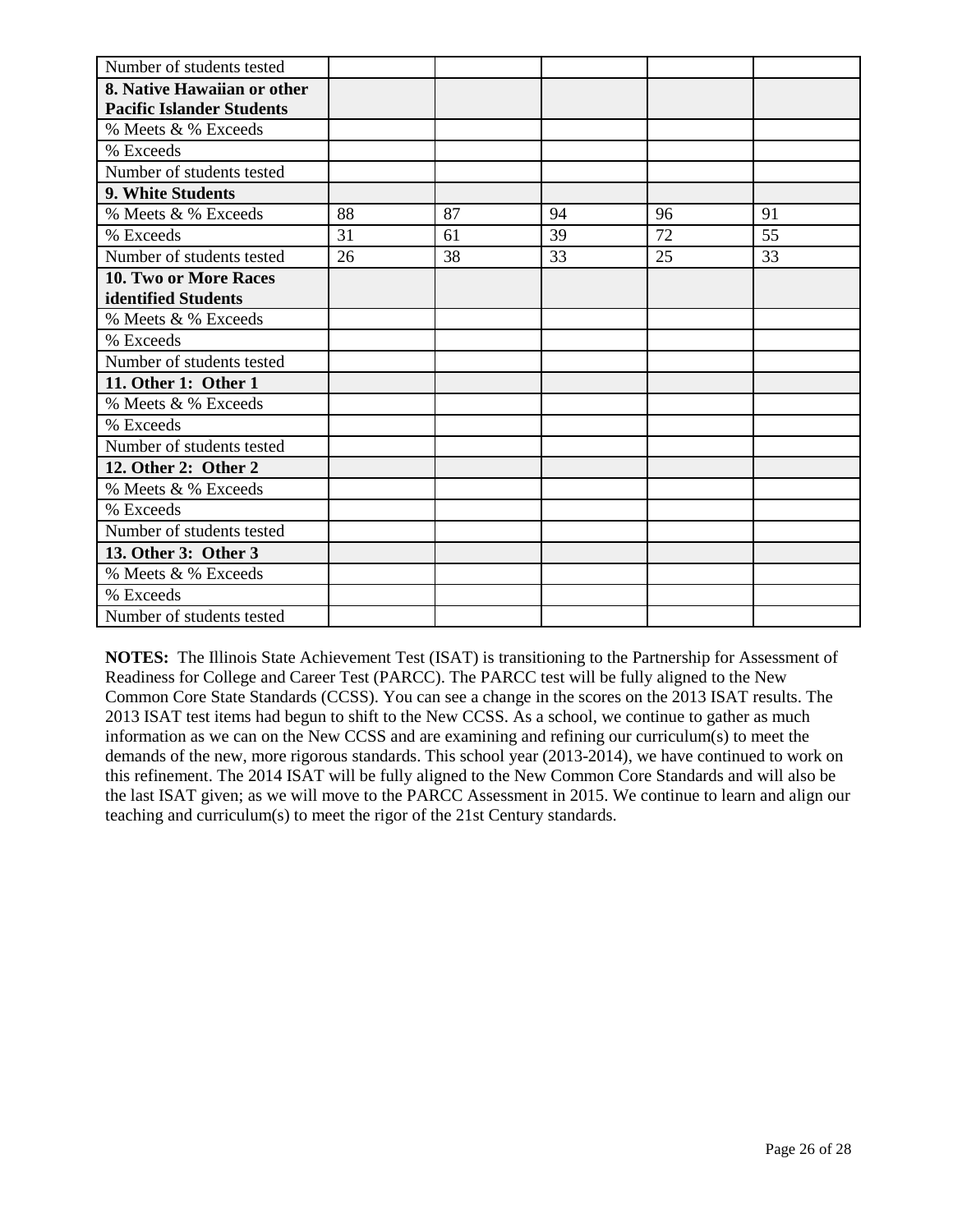| Number of students tested | | | | | |
|---|---|---|---|---|---|
| **8. Native Hawaiian or other Pacific Islander Students** | | | | | |
| % Meets & % Exceeds | | | | | |
| % Exceeds | | | | | |
| Number of students tested | | | | | |
| **9. White Students** | | | | | |
| % Meets & % Exceeds | 88 | 87 | 94 | 96 | 91 |
| % Exceeds | 31 | 61 | 39 | 72 | 55 |
| Number of students tested | 26 | 38 | 33 | 25 | 33 |
| **10. Two or More Races identified Students** | | | | | |
| % Meets & % Exceeds | | | | | |
| % Exceeds | | | | | |
| Number of students tested | | | | | |
| **11. Other 1: Other 1** | | | | | |
| % Meets & % Exceeds | | | | | |
| % Exceeds | | | | | |
| Number of students tested | | | | | |
| **12. Other 2: Other 2** | | | | | |
| % Meets & % Exceeds | | | | | |
| % Exceeds | | | | | |
| Number of students tested | | | | | |
| **13. Other 3: Other 3** | | | | | |
| % Meets & % Exceeds | | | | | |
| % Exceeds | | | | | |
| Number of students tested | | | | | |

**NOTES:** The Illinois State Achievement Test (ISAT) is transitioning to the Partnership for Assessment of Readiness for College and Career Test (PARCC). The PARCC test will be fully aligned to the New Common Core State Standards (CCSS). You can see a change in the scores on the 2013 ISAT results. The 2013 ISAT test items had begun to shift to the New CCSS. As a school, we continue to gather as much information as we can on the New CCSS and are examining and refining our curriculum(s) to meet the demands of the new, more rigorous standards. This school year (2013-2014), we have continued to work on this refinement. The 2014 ISAT will be fully aligned to the New Common Core Standards and will also be the last ISAT given; as we will move to the PARCC Assessment in 2015. We continue to learn and align our teaching and curriculum(s) to meet the rigor of the 21st Century standards.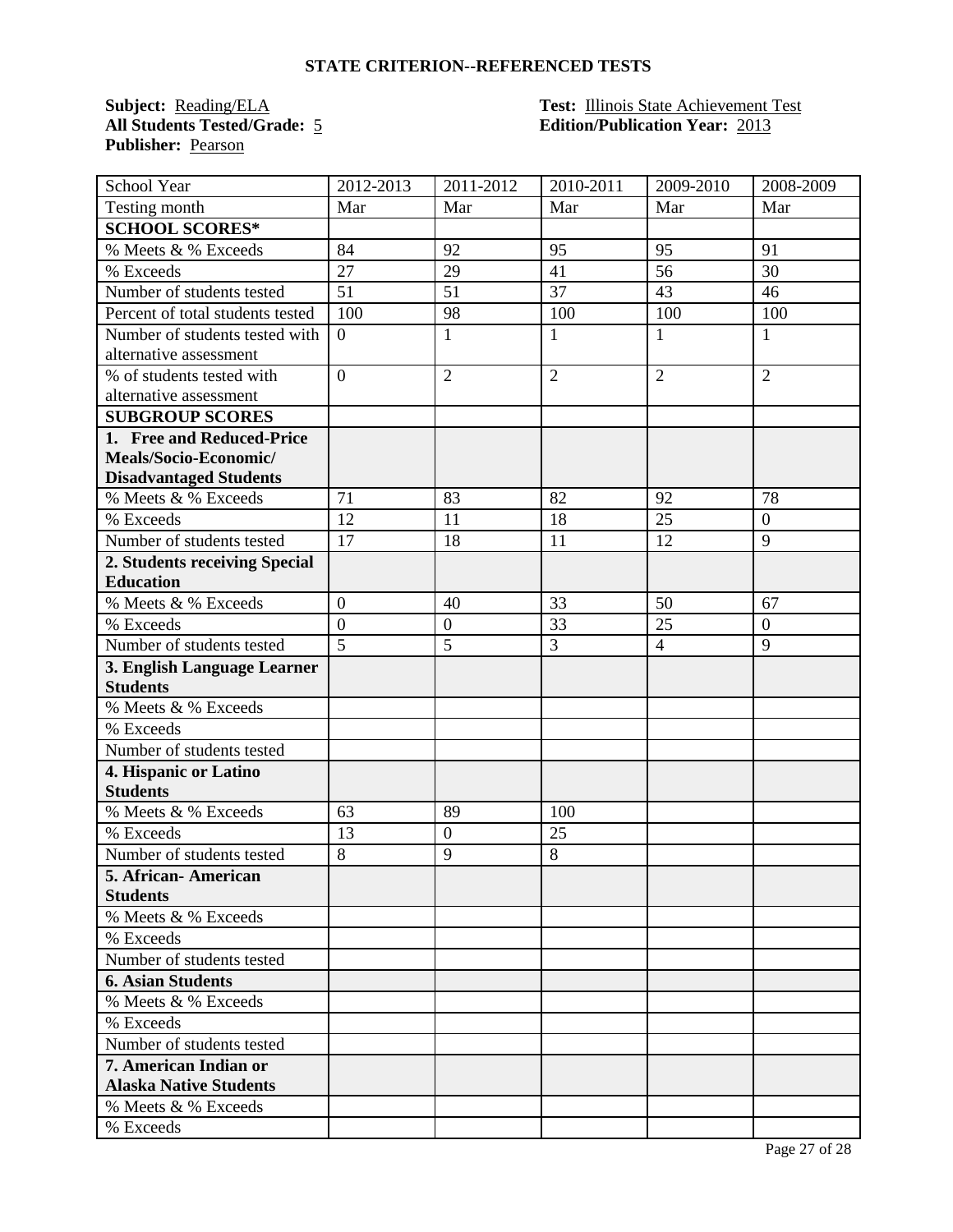## STATE CRITERION--REFERENCED TESTS

**Subject:** Reading/ELA  
**All Students Tested/Grade:** 5  
**Publisher:** Pearson

**Test:** Illinois State Achievement Test  
**Edition/Publication Year:** 2013

| School Year | 2012-2013 | 2011-2012 | 2010-2011 | 2009-2010 | 2008-2009 |
|---|---|---|---|---|---|
| Testing month | Mar | Mar | Mar | Mar | Mar |
| **SCHOOL SCORES*** | | | | | |
| % Meets & % Exceeds | 84 | 92 | 95 | 95 | 91 |
| % Exceeds | 27 | 29 | 41 | 56 | 30 |
| Number of students tested | 51 | 51 | 37 | 43 | 46 |
| Percent of total students tested | 100 | 98 | 100 | 100 | 100 |
| Number of students tested with alternative assessment | 0 | 1 | 1 | 1 | 1 |
| % of students tested with alternative assessment | 0 | 2 | 2 | 2 | 2 |
| **SUBGROUP SCORES** | | | | | |
| **1. Free and Reduced-Price Meals/Socio-Economic/ Disadvantaged Students** | | | | | |
| % Meets & % Exceeds | 71 | 83 | 82 | 92 | 78 |
| % Exceeds | 12 | 11 | 18 | 25 | 0 |
| Number of students tested | 17 | 18 | 11 | 12 | 9 |
| **2. Students receiving Special Education** | | | | | |
| % Meets & % Exceeds | 0 | 40 | 33 | 50 | 67 |
| % Exceeds | 0 | 0 | 33 | 25 | 0 |
| Number of students tested | 5 | 5 | 3 | 4 | 9 |
| **3. English Language Learner Students** | | | | | |
| % Meets & % Exceeds | | | | | |
| % Exceeds | | | | | |
| Number of students tested | | | | | |
| **4. Hispanic or Latino Students** | | | | | |
| % Meets & % Exceeds | 63 | 89 | 100 | | |
| % Exceeds | 13 | 0 | 25 | | |
| Number of students tested | 8 | 9 | 8 | | |
| **5. African- American Students** | | | | | |
| % Meets & % Exceeds | | | | | |
| % Exceeds | | | | | |
| Number of students tested | | | | | |
| **6. Asian Students** | | | | | |
| % Meets & % Exceeds | | | | | |
| % Exceeds | | | | | |
| Number of students tested | | | | | |
| **7. American Indian or Alaska Native Students** | | | | | |
| % Meets & % Exceeds | | | | | |
| % Exceeds | | | | | |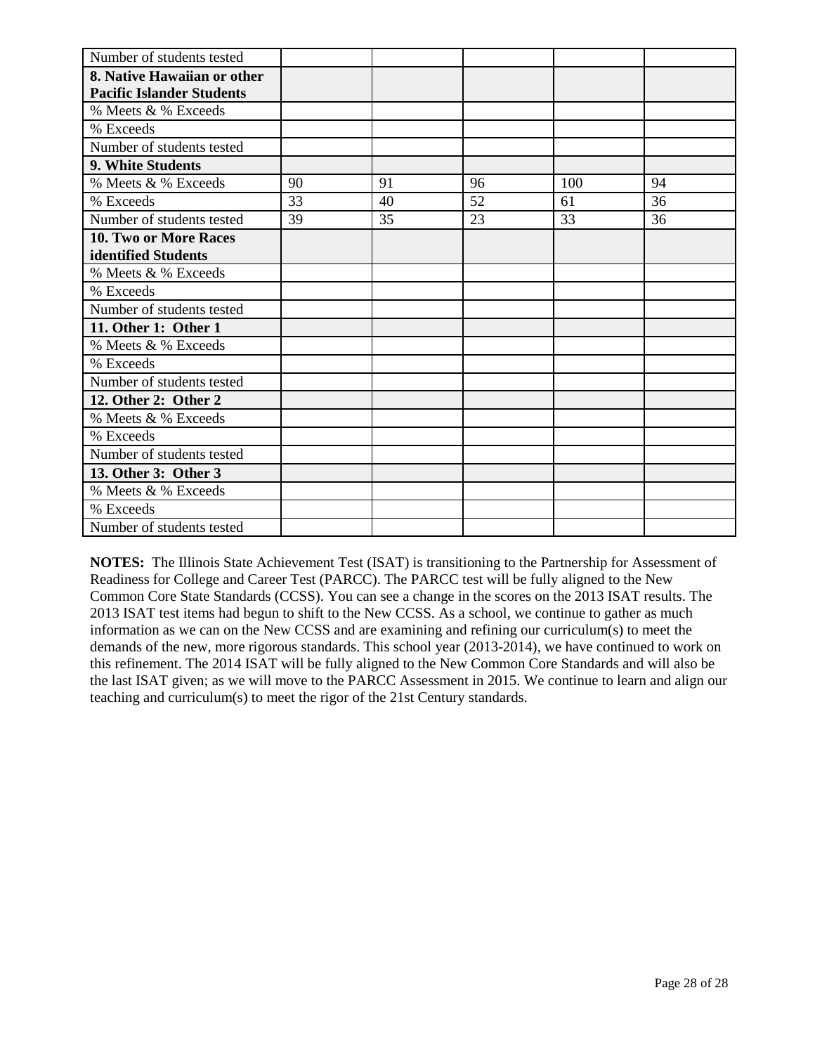| | | | | | |
|---|---|---|---|---|---|
| Number of students tested | | | | | |
| **8. Native Hawaiian or other Pacific Islander Students** | | | | | |
| % Meets & % Exceeds | | | | | |
| % Exceeds | | | | | |
| Number of students tested | | | | | |
| **9. White Students** | | | | | |
| % Meets & % Exceeds | 90 | 91 | 96 | 100 | 94 |
| % Exceeds | 33 | 40 | 52 | 61 | 36 |
| Number of students tested | 39 | 35 | 23 | 33 | 36 |
| **10. Two or More Races identified Students** | | | | | |
| % Meets & % Exceeds | | | | | |
| % Exceeds | | | | | |
| Number of students tested | | | | | |
| **11. Other 1: Other 1** | | | | | |
| % Meets & % Exceeds | | | | | |
| % Exceeds | | | | | |
| Number of students tested | | | | | |
| **12. Other 2: Other 2** | | | | | |
| % Meets & % Exceeds | | | | | |
| % Exceeds | | | | | |
| Number of students tested | | | | | |
| **13. Other 3: Other 3** | | | | | |
| % Meets & % Exceeds | | | | | |
| % Exceeds | | | | | |
| Number of students tested | | | | | |

**NOTES:** The Illinois State Achievement Test (ISAT) is transitioning to the Partnership for Assessment of Readiness for College and Career Test (PARCC). The PARCC test will be fully aligned to the New Common Core State Standards (CCSS). You can see a change in the scores on the 2013 ISAT results. The 2013 ISAT test items had begun to shift to the New CCSS. As a school, we continue to gather as much information as we can on the New CCSS and are examining and refining our curriculum(s) to meet the demands of the new, more rigorous standards. This school year (2013-2014), we have continued to work on this refinement. The 2014 ISAT will be fully aligned to the New Common Core Standards and will also be the last ISAT given; as we will move to the PARCC Assessment in 2015. We continue to learn and align our teaching and curriculum(s) to meet the rigor of the 21st Century standards.